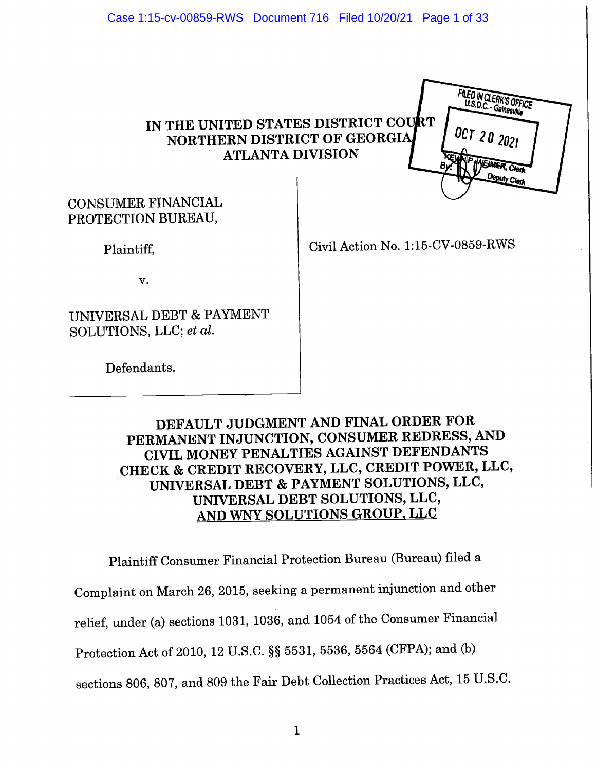IN THE UNITED STATES DISTRICT COURT
NORTHERN DISTRICT OF GEORGIA
ATLANTA DIVISION

FILED IN CLERK'S OFFICE
U.S.D.C. - Gainesville

OCT 20 2021

KEVIN P. WEIMER, Clerk
By: Deputy Clerk

CONSUMER FINANCIAL PROTECTION BUREAU,

Plaintiff,

v.

UNIVERSAL DEBT & PAYMENT SOLUTIONS, LLC; *et al.*

Defendants.

Civil Action No. 1:15-CV-0859-RWS

## DEFAULT JUDGMENT AND FINAL ORDER FOR PERMANENT INJUNCTION, CONSUMER REDRESS, AND CIVIL MONEY PENALTIES AGAINST DEFENDANTS CHECK & CREDIT RECOVERY, LLC, CREDIT POWER, LLC, UNIVERSAL DEBT & PAYMENT SOLUTIONS, LLC, UNIVERSAL DEBT SOLUTIONS, LLC, AND WNY SOLUTIONS GROUP, LLC

Plaintiff Consumer Financial Protection Bureau (Bureau) filed a Complaint on March 26, 2015, seeking a permanent injunction and other relief, under (a) sections 1031, 1036, and 1054 of the Consumer Financial Protection Act of 2010, 12 U.S.C. §§ 5531, 5536, 5564 (CFPA); and (b) sections 806, 807, and 809 the Fair Debt Collection Practices Act, 15 U.S.C.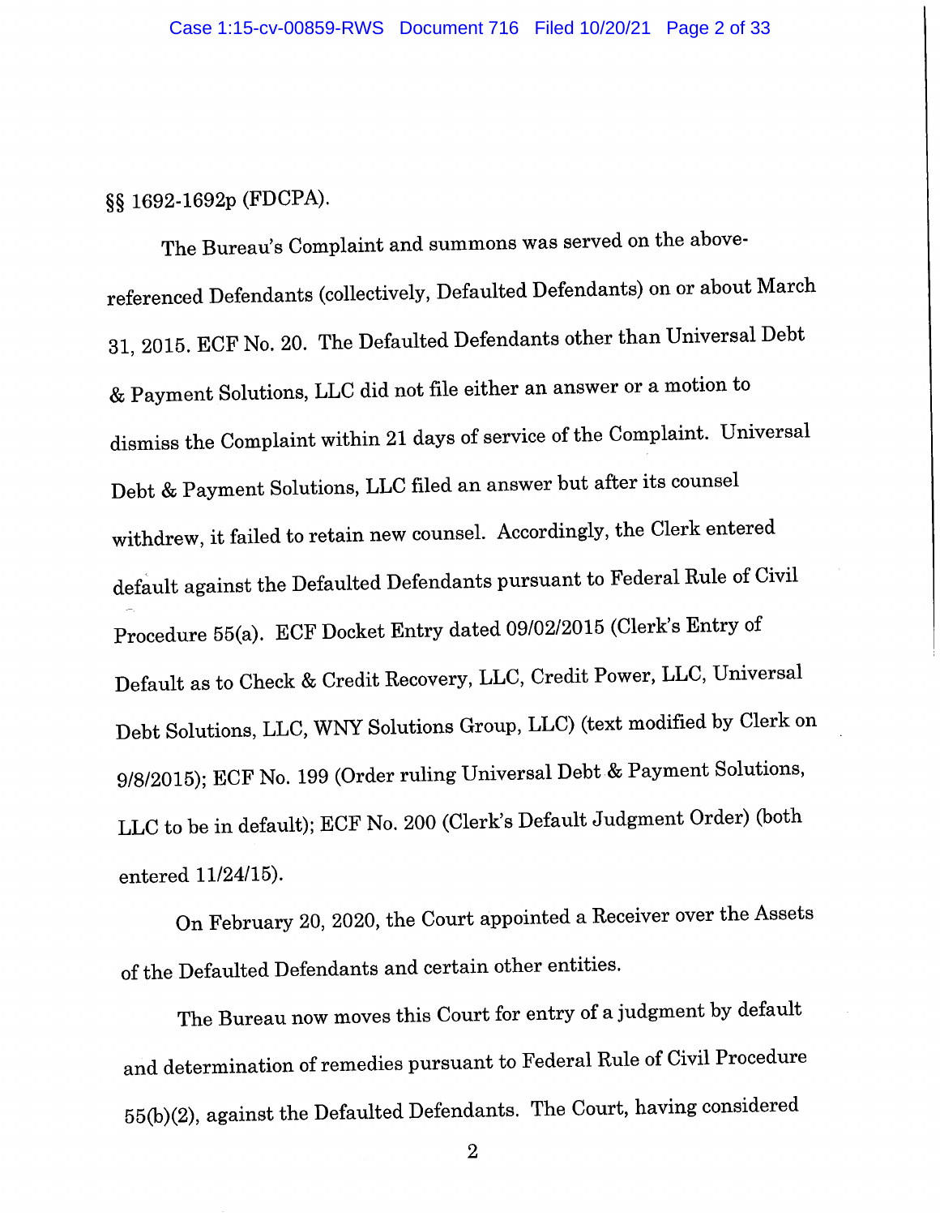§§ 1692-1692p (FDCPA).

The Bureau's Complaint and summons was served on the above-referenced Defendants (collectively, Defaulted Defendants) on or about March 31, 2015. ECF No. 20. The Defaulted Defendants other than Universal Debt & Payment Solutions, LLC did not file either an answer or a motion to dismiss the Complaint within 21 days of service of the Complaint. Universal Debt & Payment Solutions, LLC filed an answer but after its counsel withdrew, it failed to retain new counsel. Accordingly, the Clerk entered default against the Defaulted Defendants pursuant to Federal Rule of Civil Procedure 55(a). ECF Docket Entry dated 09/02/2015 (Clerk's Entry of Default as to Check & Credit Recovery, LLC, Credit Power, LLC, Universal Debt Solutions, LLC, WNY Solutions Group, LLC) (text modified by Clerk on 9/8/2015); ECF No. 199 (Order ruling Universal Debt & Payment Solutions, LLC to be in default); ECF No. 200 (Clerk's Default Judgment Order) (both entered 11/24/15).

On February 20, 2020, the Court appointed a Receiver over the Assets of the Defaulted Defendants and certain other entities.

The Bureau now moves this Court for entry of a judgment by default and determination of remedies pursuant to Federal Rule of Civil Procedure 55(b)(2), against the Defaulted Defendants. The Court, having considered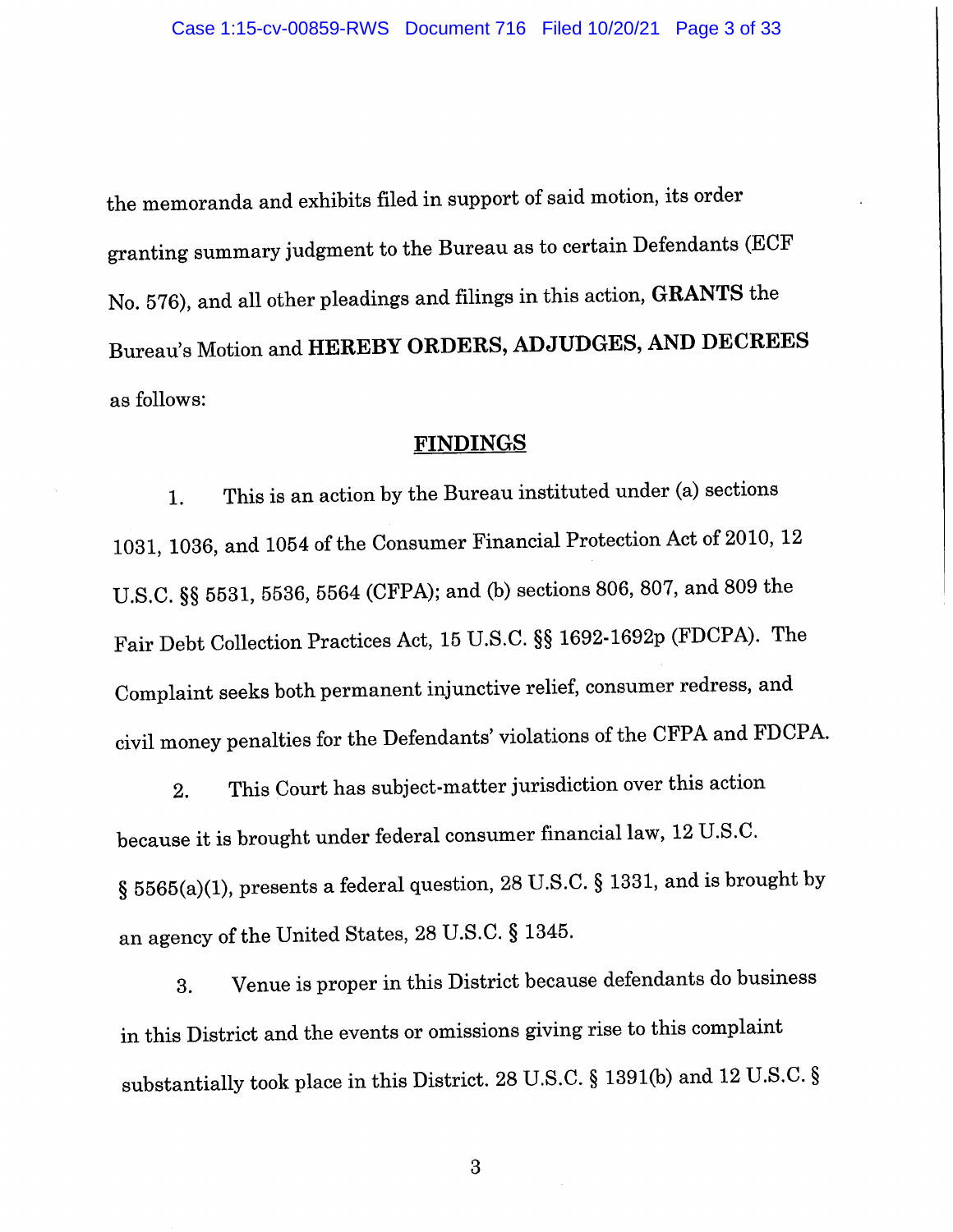the memoranda and exhibits filed in support of said motion, its order granting summary judgment to the Bureau as to certain Defendants (ECF No. 576), and all other pleadings and filings in this action, **GRANTS** the Bureau's Motion and **HEREBY ORDERS, ADJUDGES, AND DECREES** as follows:

## FINDINGS

1. This is an action by the Bureau instituted under (a) sections 1031, 1036, and 1054 of the Consumer Financial Protection Act of 2010, 12 U.S.C. §§ 5531, 5536, 5564 (CFPA); and (b) sections 806, 807, and 809 the Fair Debt Collection Practices Act, 15 U.S.C. §§ 1692-1692p (FDCPA). The Complaint seeks both permanent injunctive relief, consumer redress, and civil money penalties for the Defendants' violations of the CFPA and FDCPA.

2. This Court has subject-matter jurisdiction over this action because it is brought under federal consumer financial law, 12 U.S.C. § 5565(a)(1), presents a federal question, 28 U.S.C. § 1331, and is brought by an agency of the United States, 28 U.S.C. § 1345.

3. Venue is proper in this District because defendants do business in this District and the events or omissions giving rise to this complaint substantially took place in this District. 28 U.S.C. § 1391(b) and 12 U.S.C. §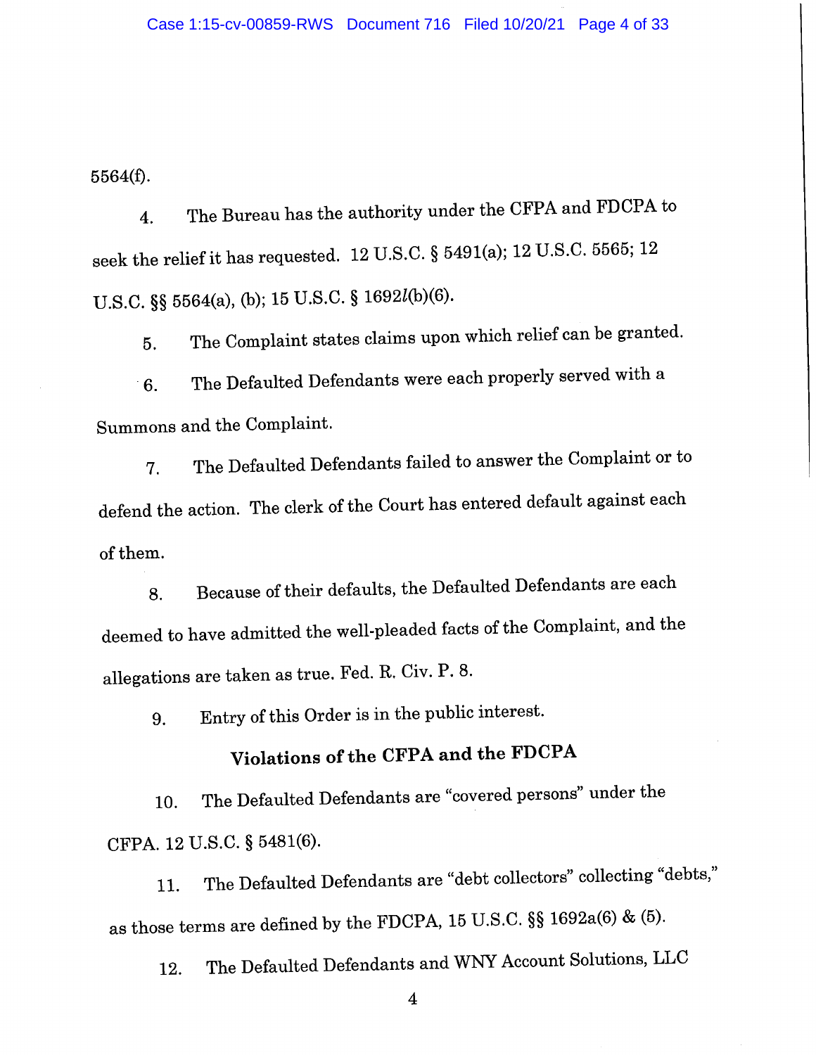5564(f).

4. The Bureau has the authority under the CFPA and FDCPA to seek the relief it has requested. 12 U.S.C. § 5491(a); 12 U.S.C. 5565; 12 U.S.C. §§ 5564(a), (b); 15 U.S.C. § 1692*l*(b)(6).

5. The Complaint states claims upon which relief can be granted.

6. The Defaulted Defendants were each properly served with a Summons and the Complaint.

7. The Defaulted Defendants failed to answer the Complaint or to defend the action. The clerk of the Court has entered default against each of them.

8. Because of their defaults, the Defaulted Defendants are each deemed to have admitted the well-pleaded facts of the Complaint, and the allegations are taken as true. Fed. R. Civ. P. 8.

9. Entry of this Order is in the public interest.

## Violations of the CFPA and the FDCPA

10. The Defaulted Defendants are "covered persons" under the CFPA. 12 U.S.C. § 5481(6).

11. The Defaulted Defendants are "debt collectors" collecting "debts," as those terms are defined by the FDCPA, 15 U.S.C. §§ 1692a(6) & (5).

12. The Defaulted Defendants and WNY Account Solutions, LLC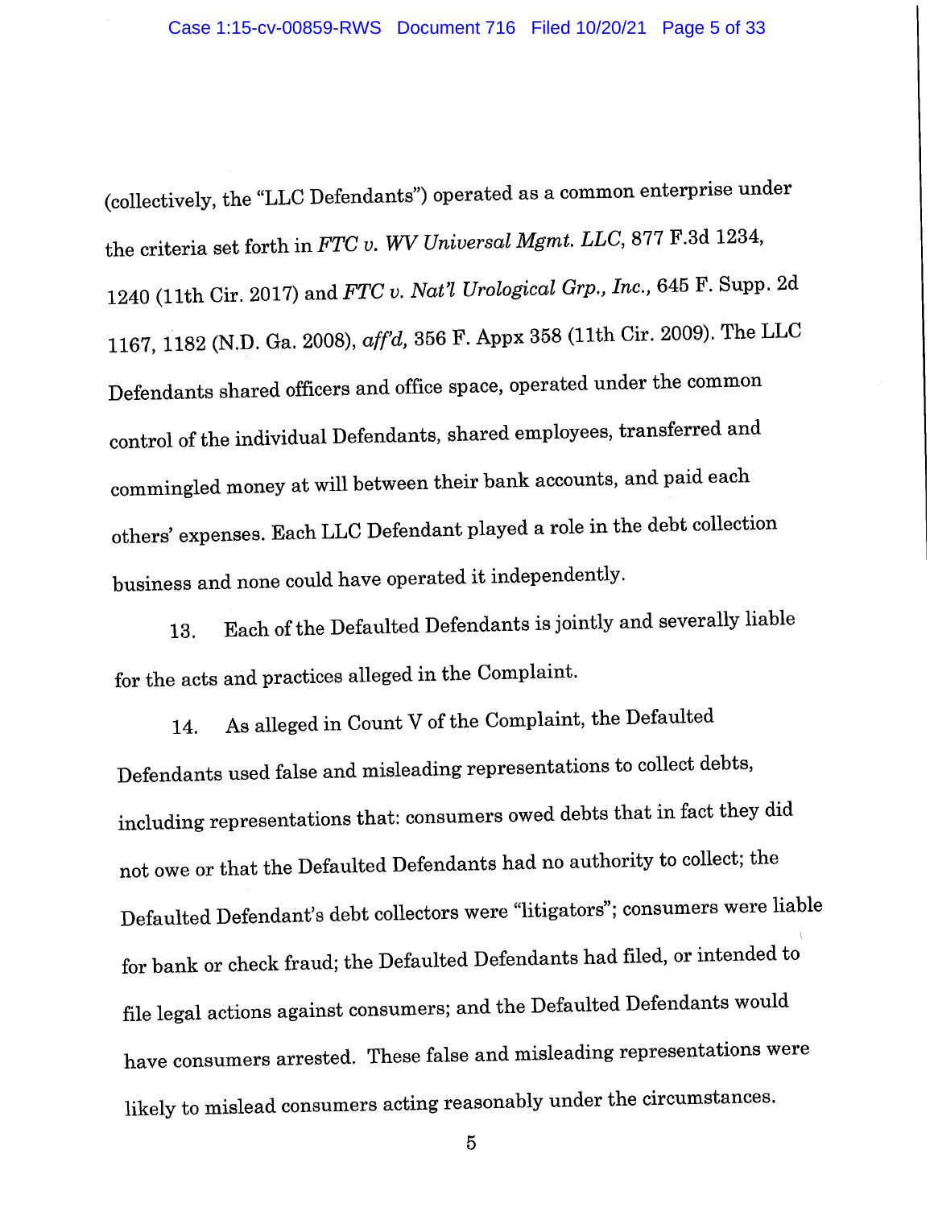(collectively, the "LLC Defendants") operated as a common enterprise under the criteria set forth in *FTC v. WV Universal Mgmt. LLC*, 877 F.3d 1234, 1240 (11th Cir. 2017) and *FTC v. Nat'l Urological Grp., Inc.*, 645 F. Supp. 2d 1167, 1182 (N.D. Ga. 2008), *aff'd,* 356 F. Appx 358 (11th Cir. 2009). The LLC Defendants shared officers and office space, operated under the common control of the individual Defendants, shared employees, transferred and commingled money at will between their bank accounts, and paid each others' expenses. Each LLC Defendant played a role in the debt collection business and none could have operated it independently.

13. Each of the Defaulted Defendants is jointly and severally liable for the acts and practices alleged in the Complaint.

14. As alleged in Count V of the Complaint, the Defaulted Defendants used false and misleading representations to collect debts, including representations that: consumers owed debts that in fact they did not owe or that the Defaulted Defendants had no authority to collect; the Defaulted Defendant's debt collectors were "litigators"; consumers were liable for bank or check fraud; the Defaulted Defendants had filed, or intended to file legal actions against consumers; and the Defaulted Defendants would have consumers arrested. These false and misleading representations were likely to mislead consumers acting reasonably under the circumstances.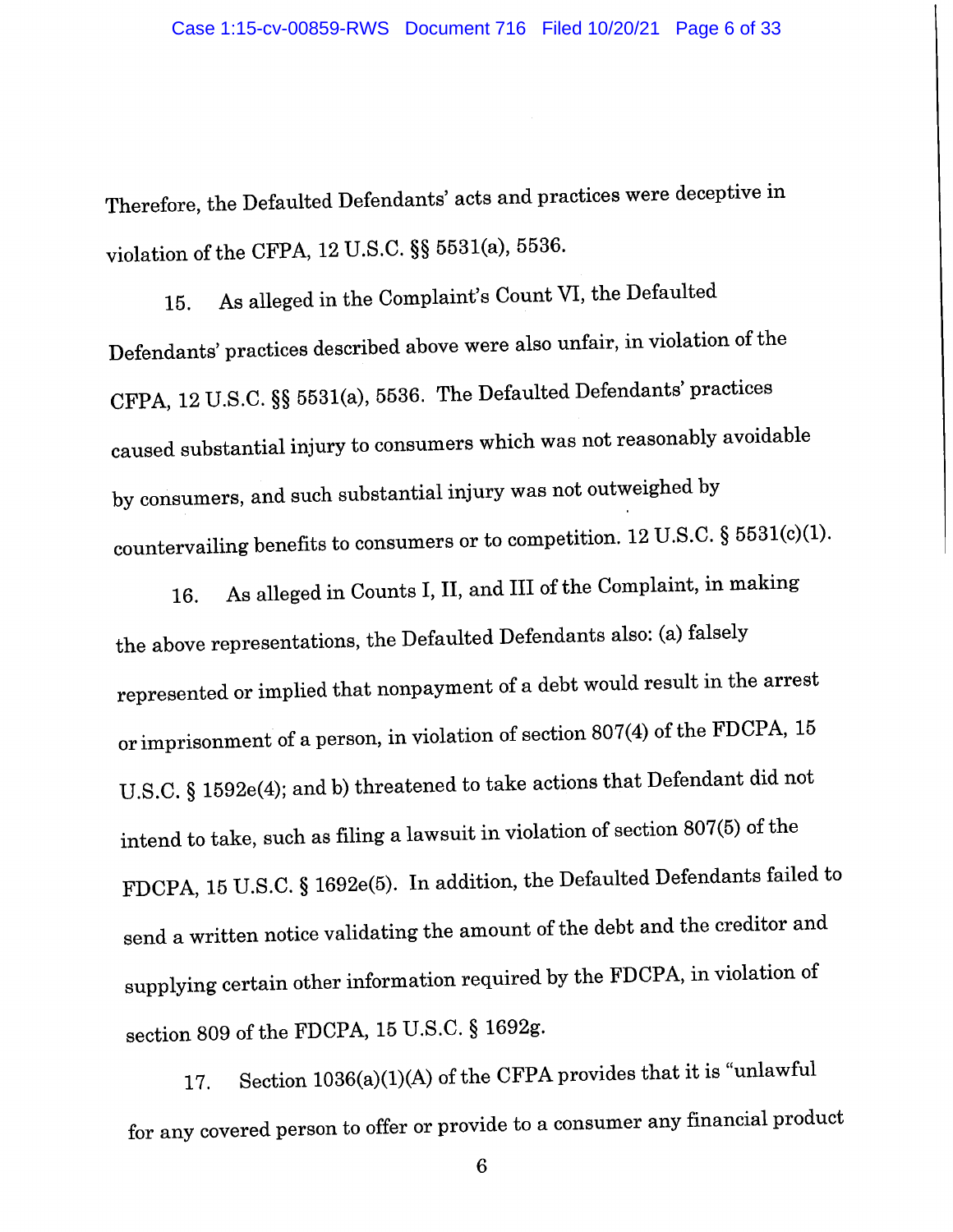Therefore, the Defaulted Defendants' acts and practices were deceptive in violation of the CFPA, 12 U.S.C. §§ 5531(a), 5536.

15. As alleged in the Complaint's Count VI, the Defaulted Defendants' practices described above were also unfair, in violation of the CFPA, 12 U.S.C. §§ 5531(a), 5536. The Defaulted Defendants' practices caused substantial injury to consumers which was not reasonably avoidable by consumers, and such substantial injury was not outweighed by countervailing benefits to consumers or to competition. 12 U.S.C. § 5531(c)(1).

16. As alleged in Counts I, II, and III of the Complaint, in making the above representations, the Defaulted Defendants also: (a) falsely represented or implied that nonpayment of a debt would result in the arrest or imprisonment of a person, in violation of section 807(4) of the FDCPA, 15 U.S.C. § 1592e(4); and b) threatened to take actions that Defendant did not intend to take, such as filing a lawsuit in violation of section 807(5) of the FDCPA, 15 U.S.C. § 1692e(5). In addition, the Defaulted Defendants failed to send a written notice validating the amount of the debt and the creditor and supplying certain other information required by the FDCPA, in violation of section 809 of the FDCPA, 15 U.S.C. § 1692g.

17. Section 1036(a)(1)(A) of the CFPA provides that it is "unlawful for any covered person to offer or provide to a consumer any financial product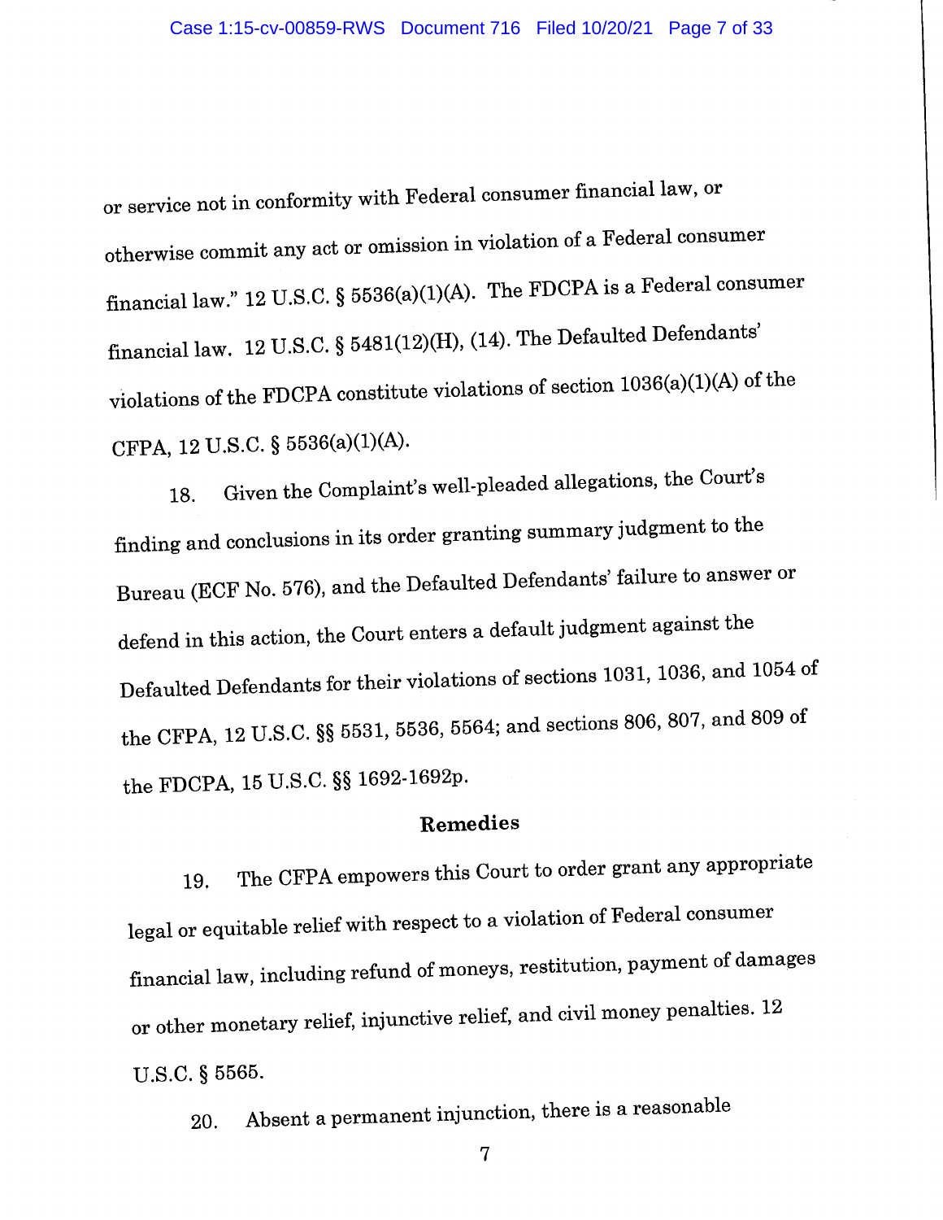or service not in conformity with Federal consumer financial law, or otherwise commit any act or omission in violation of a Federal consumer financial law." 12 U.S.C. § 5536(a)(1)(A). The FDCPA is a Federal consumer financial law. 12 U.S.C. § 5481(12)(H), (14). The Defaulted Defendants' violations of the FDCPA constitute violations of section 1036(a)(1)(A) of the CFPA, 12 U.S.C. § 5536(a)(1)(A).

18. Given the Complaint's well-pleaded allegations, the Court's finding and conclusions in its order granting summary judgment to the Bureau (ECF No. 576), and the Defaulted Defendants' failure to answer or defend in this action, the Court enters a default judgment against the Defaulted Defendants for their violations of sections 1031, 1036, and 1054 of the CFPA, 12 U.S.C. §§ 5531, 5536, 5564; and sections 806, 807, and 809 of the FDCPA, 15 U.S.C. §§ 1692-1692p.

**Remedies**

19. The CFPA empowers this Court to order grant any appropriate legal or equitable relief with respect to a violation of Federal consumer financial law, including refund of moneys, restitution, payment of damages or other monetary relief, injunctive relief, and civil money penalties. 12 U.S.C. § 5565.

20. Absent a permanent injunction, there is a reasonable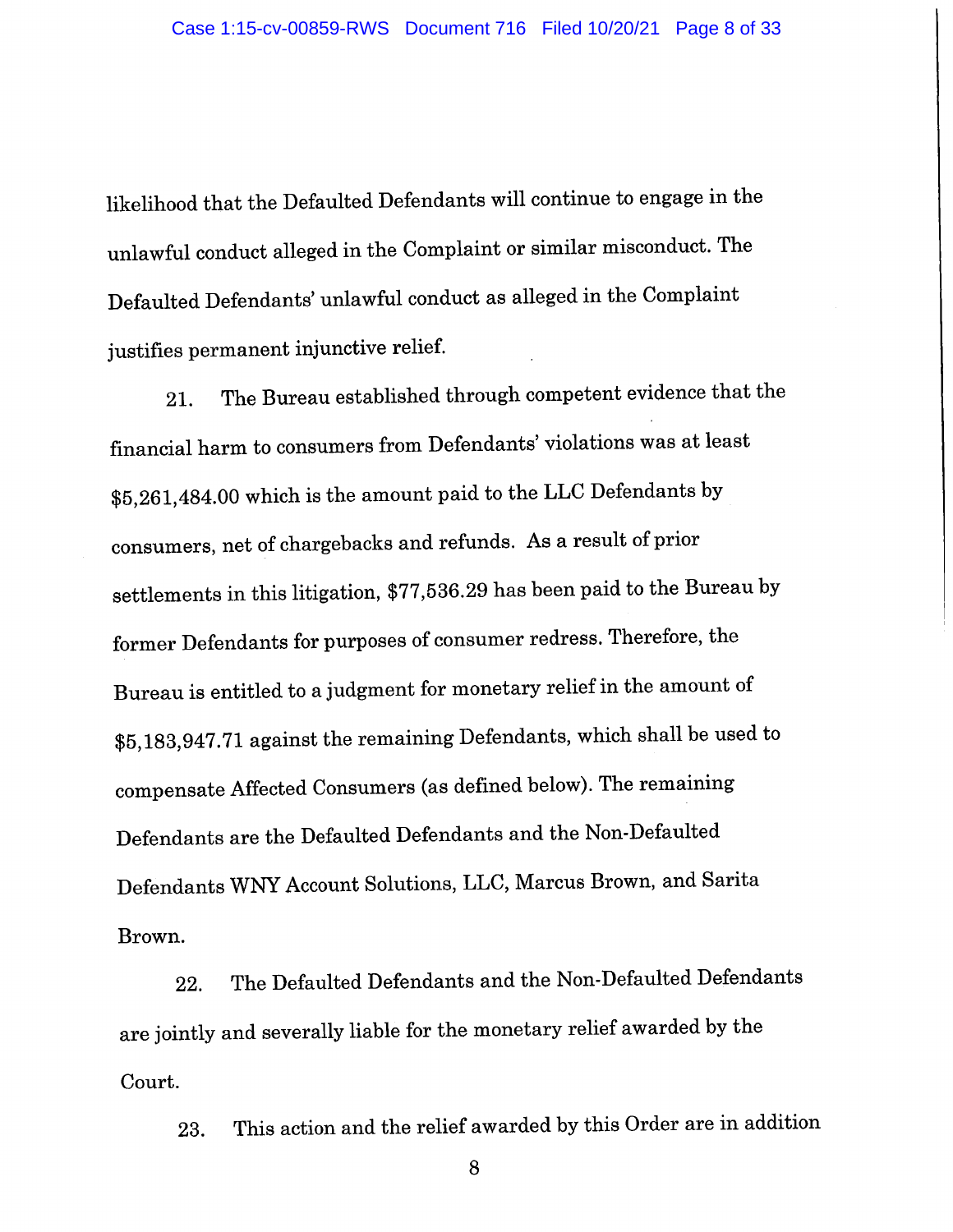likelihood that the Defaulted Defendants will continue to engage in the unlawful conduct alleged in the Complaint or similar misconduct. The Defaulted Defendants' unlawful conduct as alleged in the Complaint justifies permanent injunctive relief.

21. The Bureau established through competent evidence that the financial harm to consumers from Defendants' violations was at least $5,261,484.00 which is the amount paid to the LLC Defendants by consumers, net of chargebacks and refunds. As a result of prior settlements in this litigation, $77,536.29 has been paid to the Bureau by former Defendants for purposes of consumer redress. Therefore, the Bureau is entitled to a judgment for monetary relief in the amount of $5,183,947.71 against the remaining Defendants, which shall be used to compensate Affected Consumers (as defined below). The remaining Defendants are the Defaulted Defendants and the Non-Defaulted Defendants WNY Account Solutions, LLC, Marcus Brown, and Sarita Brown.

22. The Defaulted Defendants and the Non-Defaulted Defendants are jointly and severally liable for the monetary relief awarded by the Court.

23. This action and the relief awarded by this Order are in addition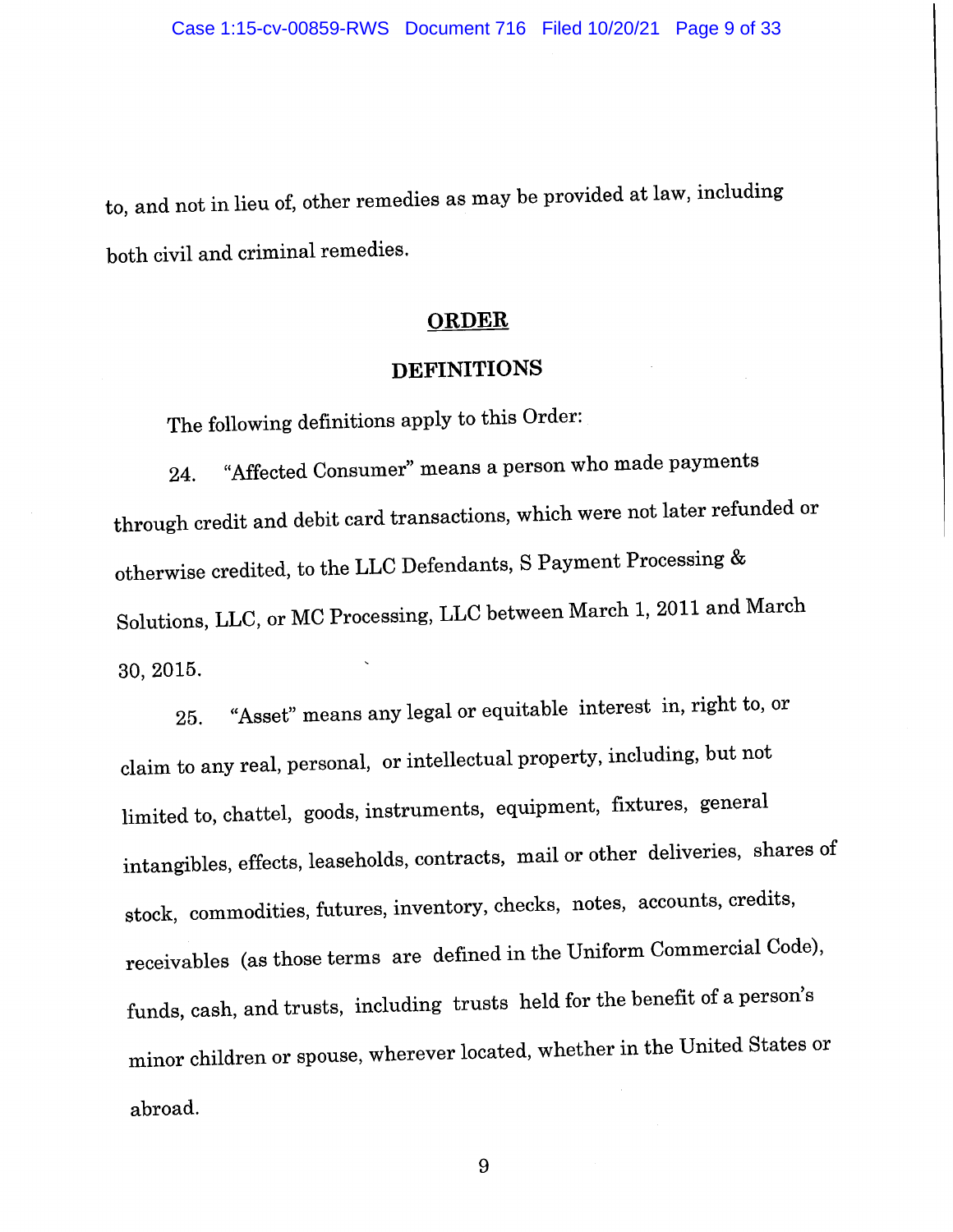to, and not in lieu of, other remedies as may be provided at law, including both civil and criminal remedies.

## ORDER

## DEFINITIONS

The following definitions apply to this Order:

24. "Affected Consumer" means a person who made payments through credit and debit card transactions, which were not later refunded or otherwise credited, to the LLC Defendants, S Payment Processing & Solutions, LLC, or MC Processing, LLC between March 1, 2011 and March 30, 2015.

25. "Asset" means any legal or equitable interest in, right to, or claim to any real, personal, or intellectual property, including, but not limited to, chattel, goods, instruments, equipment, fixtures, general intangibles, effects, leaseholds, contracts, mail or other deliveries, shares of stock, commodities, futures, inventory, checks, notes, accounts, credits, receivables (as those terms are defined in the Uniform Commercial Code), funds, cash, and trusts, including trusts held for the benefit of a person's minor children or spouse, wherever located, whether in the United States or abroad.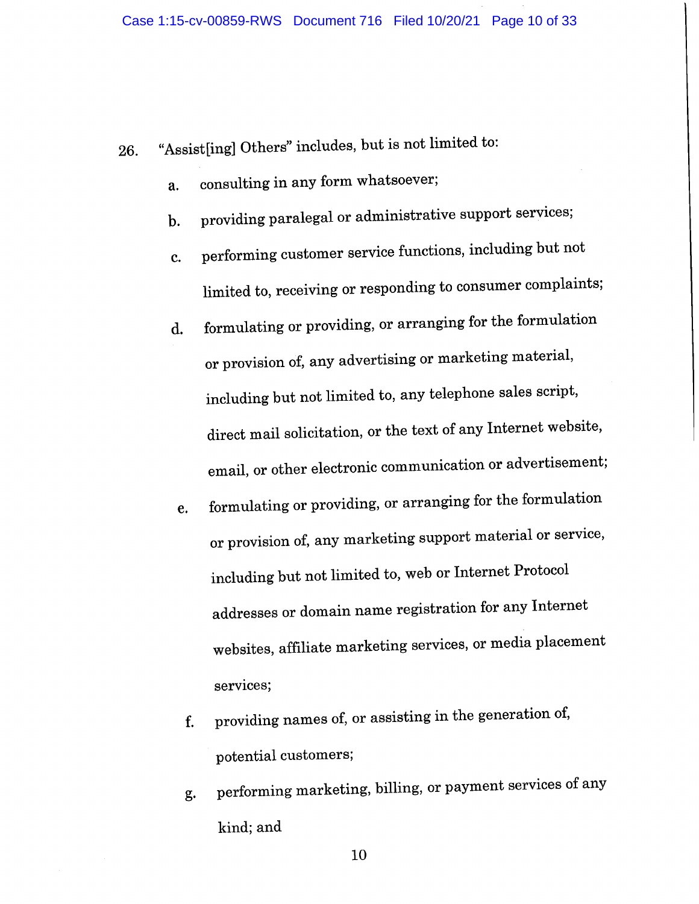26. "Assist[ing] Others" includes, but is not limited to:

    a. consulting in any form whatsoever;

    b. providing paralegal or administrative support services;

    c. performing customer service functions, including but not limited to, receiving or responding to consumer complaints;

    d. formulating or providing, or arranging for the formulation or provision of, any advertising or marketing material, including but not limited to, any telephone sales script, direct mail solicitation, or the text of any Internet website, email, or other electronic communication or advertisement;

    e. formulating or providing, or arranging for the formulation or provision of, any marketing support material or service, including but not limited to, web or Internet Protocol addresses or domain name registration for any Internet websites, affiliate marketing services, or media placement services;

    f. providing names of, or assisting in the generation of, potential customers;

    g. performing marketing, billing, or payment services of any kind; and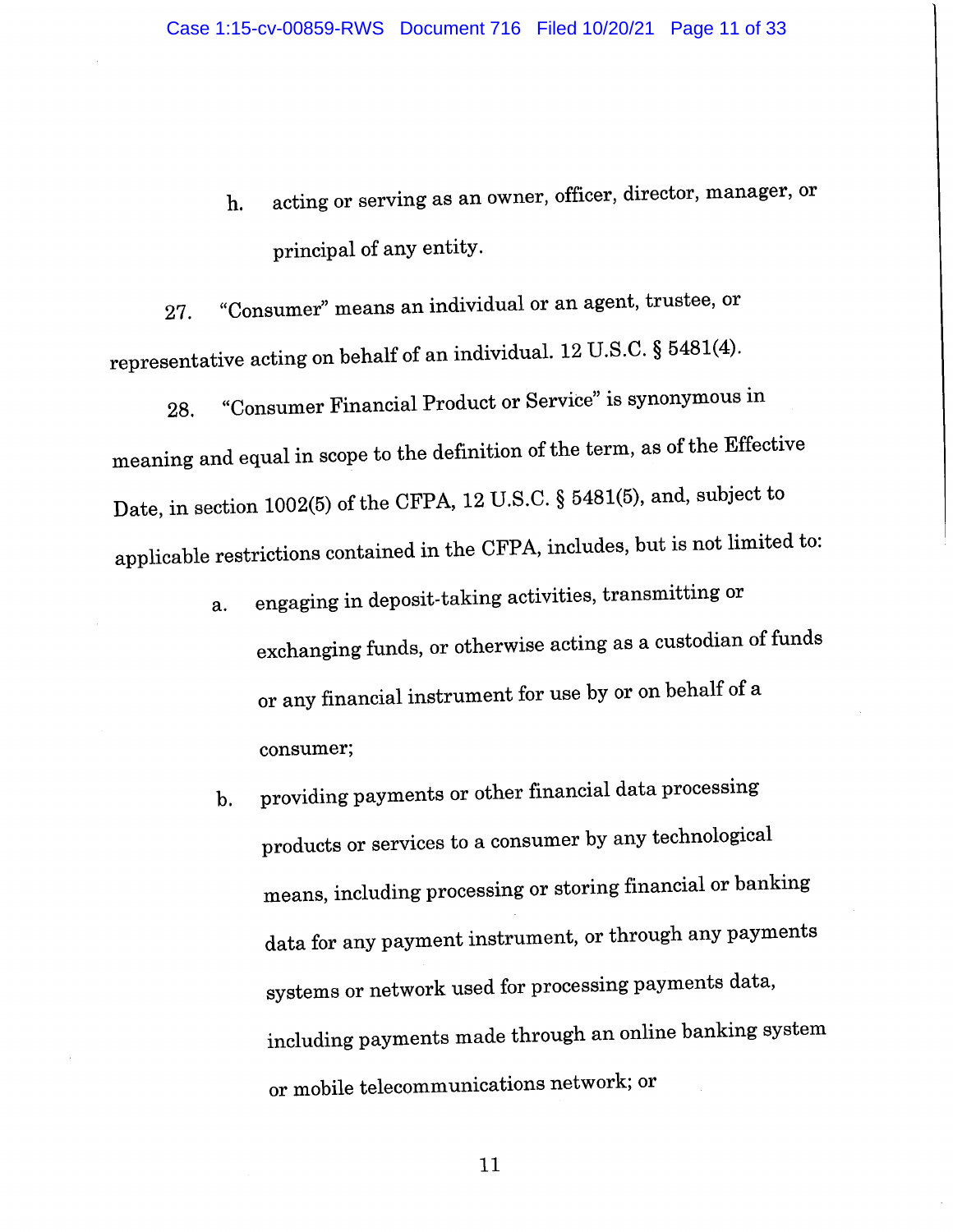h. acting or serving as an owner, officer, director, manager, or principal of any entity.

27. "Consumer" means an individual or an agent, trustee, or representative acting on behalf of an individual. 12 U.S.C. § 5481(4).

28. "Consumer Financial Product or Service" is synonymous in meaning and equal in scope to the definition of the term, as of the Effective Date, in section 1002(5) of the CFPA, 12 U.S.C. § 5481(5), and, subject to applicable restrictions contained in the CFPA, includes, but is not limited to:

a. engaging in deposit-taking activities, transmitting or exchanging funds, or otherwise acting as a custodian of funds or any financial instrument for use by or on behalf of a consumer;

b. providing payments or other financial data processing products or services to a consumer by any technological means, including processing or storing financial or banking data for any payment instrument, or through any payments systems or network used for processing payments data, including payments made through an online banking system or mobile telecommunications network; or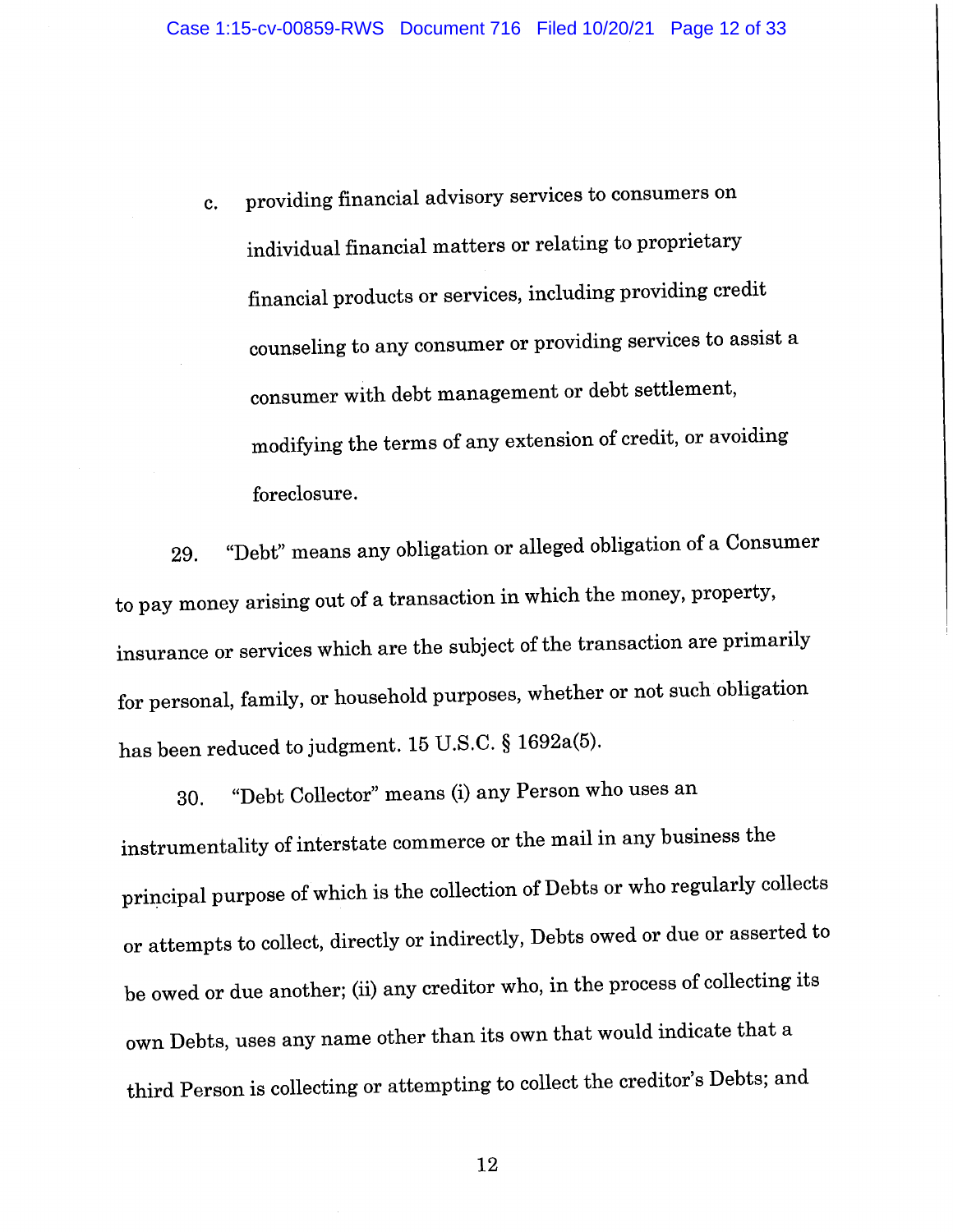c. providing financial advisory services to consumers on individual financial matters or relating to proprietary financial products or services, including providing credit counseling to any consumer or providing services to assist a consumer with debt management or debt settlement, modifying the terms of any extension of credit, or avoiding foreclosure.

29. "Debt" means any obligation or alleged obligation of a Consumer to pay money arising out of a transaction in which the money, property, insurance or services which are the subject of the transaction are primarily for personal, family, or household purposes, whether or not such obligation has been reduced to judgment. 15 U.S.C. § 1692a(5).

30. "Debt Collector" means (i) any Person who uses an instrumentality of interstate commerce or the mail in any business the principal purpose of which is the collection of Debts or who regularly collects or attempts to collect, directly or indirectly, Debts owed or due or asserted to be owed or due another; (ii) any creditor who, in the process of collecting its own Debts, uses any name other than its own that would indicate that a third Person is collecting or attempting to collect the creditor's Debts; and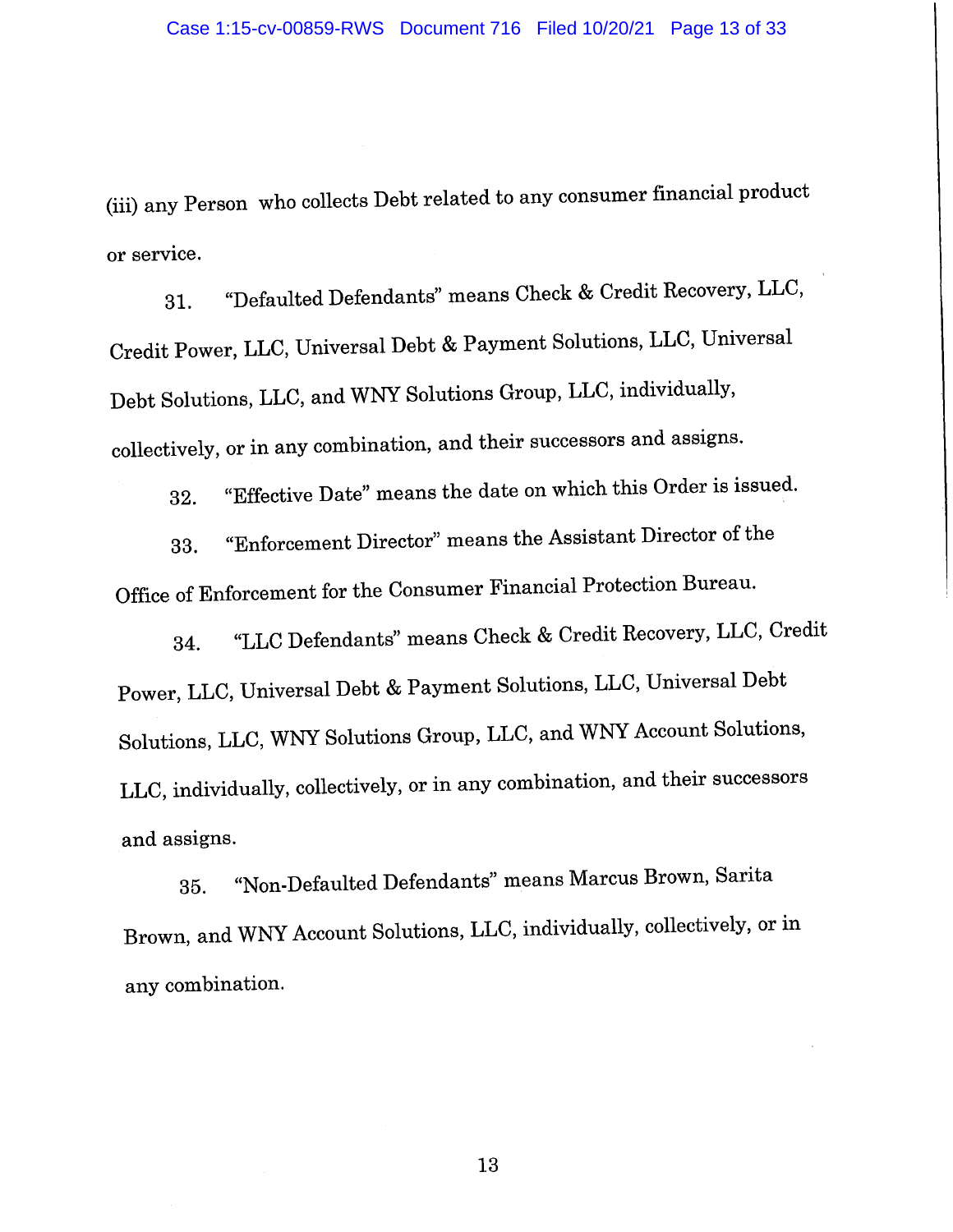(iii) any Person who collects Debt related to any consumer financial product or service.

31. "Defaulted Defendants" means Check & Credit Recovery, LLC, Credit Power, LLC, Universal Debt & Payment Solutions, LLC, Universal Debt Solutions, LLC, and WNY Solutions Group, LLC, individually, collectively, or in any combination, and their successors and assigns.

32. "Effective Date" means the date on which this Order is issued.

33. "Enforcement Director" means the Assistant Director of the Office of Enforcement for the Consumer Financial Protection Bureau.

34. "LLC Defendants" means Check & Credit Recovery, LLC, Credit Power, LLC, Universal Debt & Payment Solutions, LLC, Universal Debt Solutions, LLC, WNY Solutions Group, LLC, and WNY Account Solutions, LLC, individually, collectively, or in any combination, and their successors and assigns.

35. "Non-Defaulted Defendants" means Marcus Brown, Sarita Brown, and WNY Account Solutions, LLC, individually, collectively, or in any combination.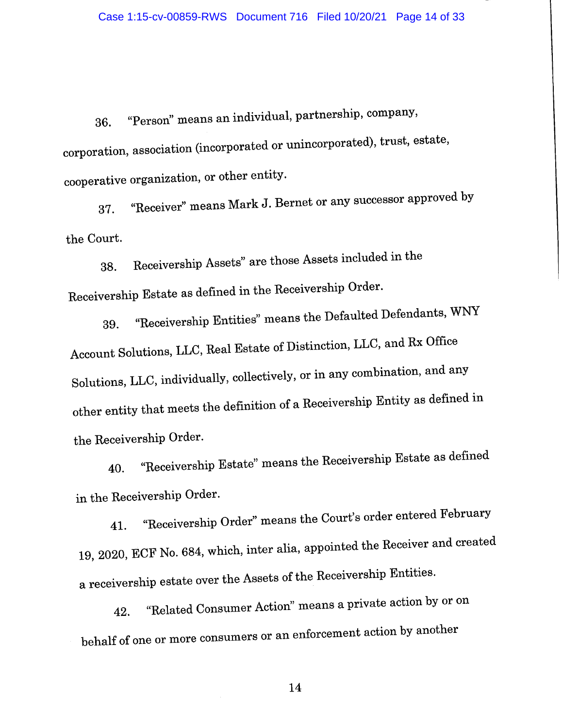36. "Person" means an individual, partnership, company, corporation, association (incorporated or unincorporated), trust, estate, cooperative organization, or other entity.

37. "Receiver" means Mark J. Bernet or any successor approved by the Court.

38. Receivership Assets" are those Assets included in the Receivership Estate as defined in the Receivership Order.

39. "Receivership Entities" means the Defaulted Defendants, WNY Account Solutions, LLC, Real Estate of Distinction, LLC, and Rx Office Solutions, LLC, individually, collectively, or in any combination, and any other entity that meets the definition of a Receivership Entity as defined in the Receivership Order.

40. "Receivership Estate" means the Receivership Estate as defined in the Receivership Order.

41. "Receivership Order" means the Court's order entered February 19, 2020, ECF No. 684, which, inter alia, appointed the Receiver and created a receivership estate over the Assets of the Receivership Entities.

42. "Related Consumer Action" means a private action by or on behalf of one or more consumers or an enforcement action by another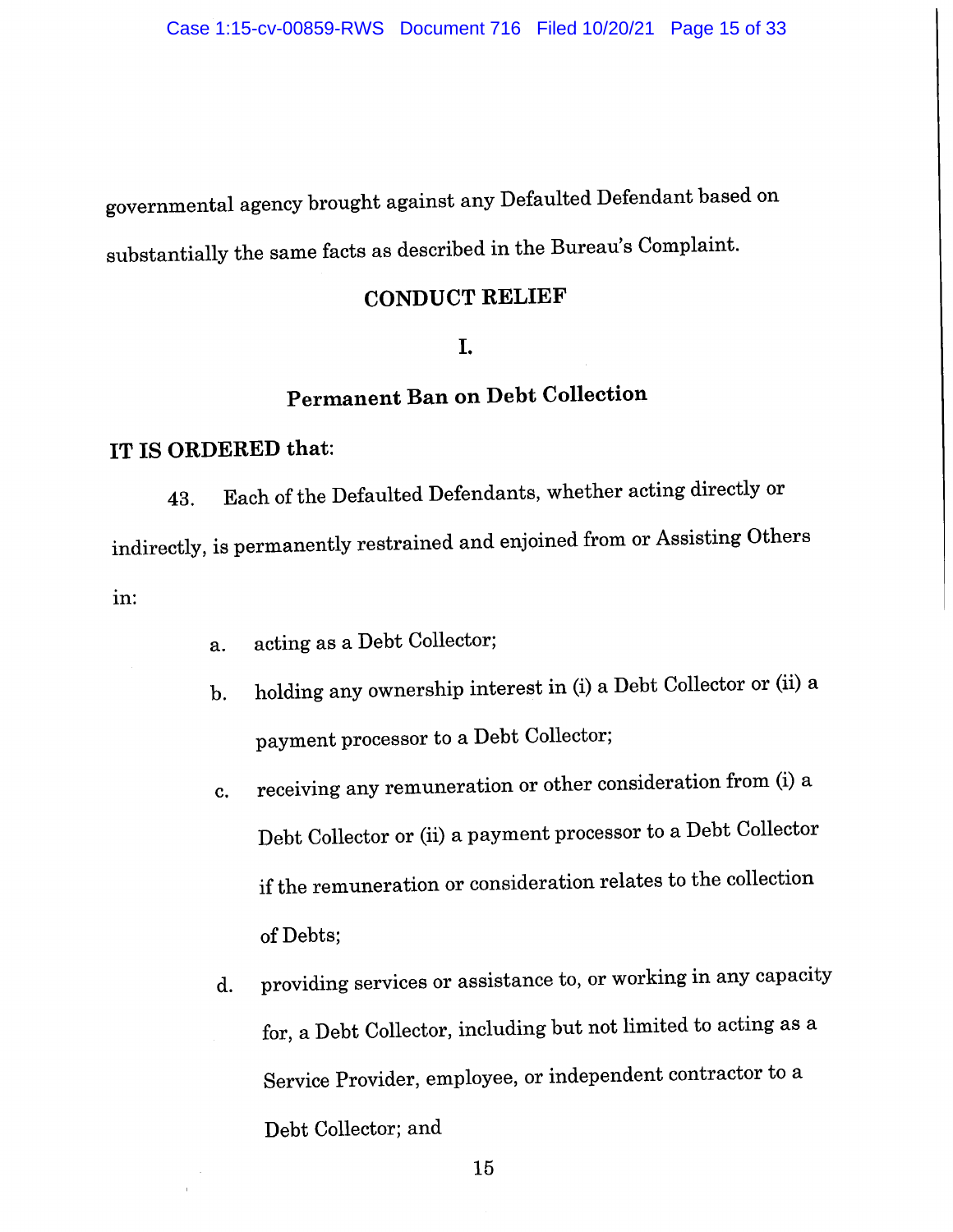governmental agency brought against any Defaulted Defendant based on substantially the same facts as described in the Bureau's Complaint.

## CONDUCT RELIEF

### I.

### Permanent Ban on Debt Collection

**IT IS ORDERED that:**

43. Each of the Defaulted Defendants, whether acting directly or indirectly, is permanently restrained and enjoined from or Assisting Others in:

    a. acting as a Debt Collector;

    b. holding any ownership interest in (i) a Debt Collector or (ii) a payment processor to a Debt Collector;

    c. receiving any remuneration or other consideration from (i) a Debt Collector or (ii) a payment processor to a Debt Collector if the remuneration or consideration relates to the collection of Debts;

    d. providing services or assistance to, or working in any capacity for, a Debt Collector, including but not limited to acting as a Service Provider, employee, or independent contractor to a Debt Collector; and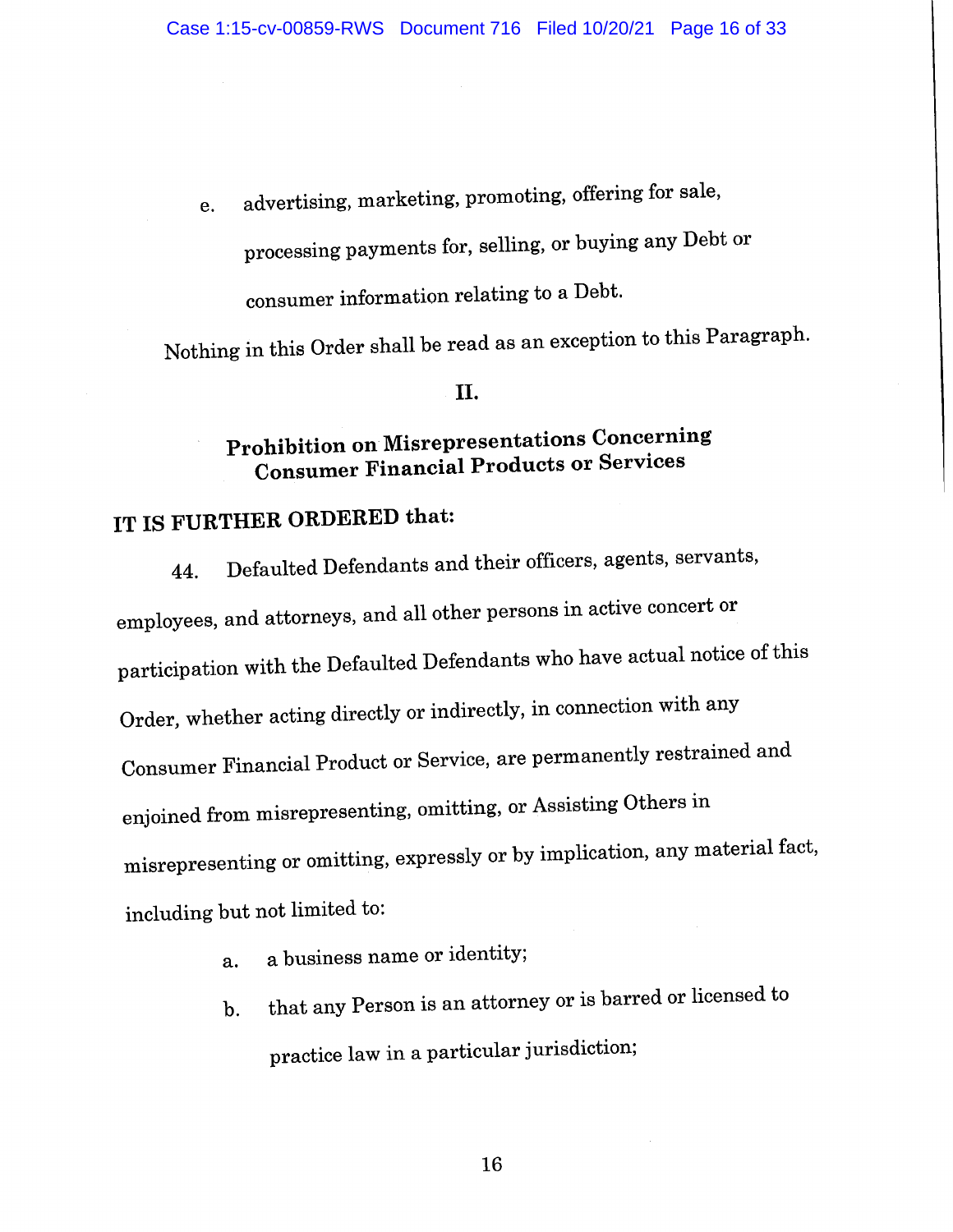e. advertising, marketing, promoting, offering for sale, processing payments for, selling, or buying any Debt or consumer information relating to a Debt.

Nothing in this Order shall be read as an exception to this Paragraph.

## II.

## Prohibition on Misrepresentations Concerning Consumer Financial Products or Services

**IT IS FURTHER ORDERED that:**

44. Defaulted Defendants and their officers, agents, servants, employees, and attorneys, and all other persons in active concert or participation with the Defaulted Defendants who have actual notice of this Order, whether acting directly or indirectly, in connection with any Consumer Financial Product or Service, are permanently restrained and enjoined from misrepresenting, omitting, or Assisting Others in misrepresenting or omitting, expressly or by implication, any material fact, including but not limited to:

   a. a business name or identity;

   b. that any Person is an attorney or is barred or licensed to practice law in a particular jurisdiction;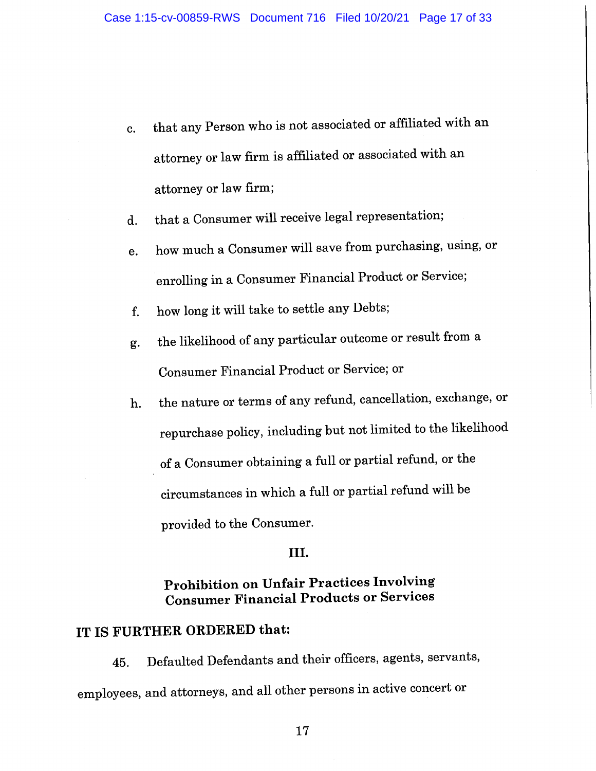c. that any Person who is not associated or affiliated with an attorney or law firm is affiliated or associated with an attorney or law firm;

d. that a Consumer will receive legal representation;

e. how much a Consumer will save from purchasing, using, or enrolling in a Consumer Financial Product or Service;

f. how long it will take to settle any Debts;

g. the likelihood of any particular outcome or result from a Consumer Financial Product or Service; or

h. the nature or terms of any refund, cancellation, exchange, or repurchase policy, including but not limited to the likelihood of a Consumer obtaining a full or partial refund, or the circumstances in which a full or partial refund will be provided to the Consumer.

## III.

## Prohibition on Unfair Practices Involving Consumer Financial Products or Services

**IT IS FURTHER ORDERED that:**

45. Defaulted Defendants and their officers, agents, servants, employees, and attorneys, and all other persons in active concert or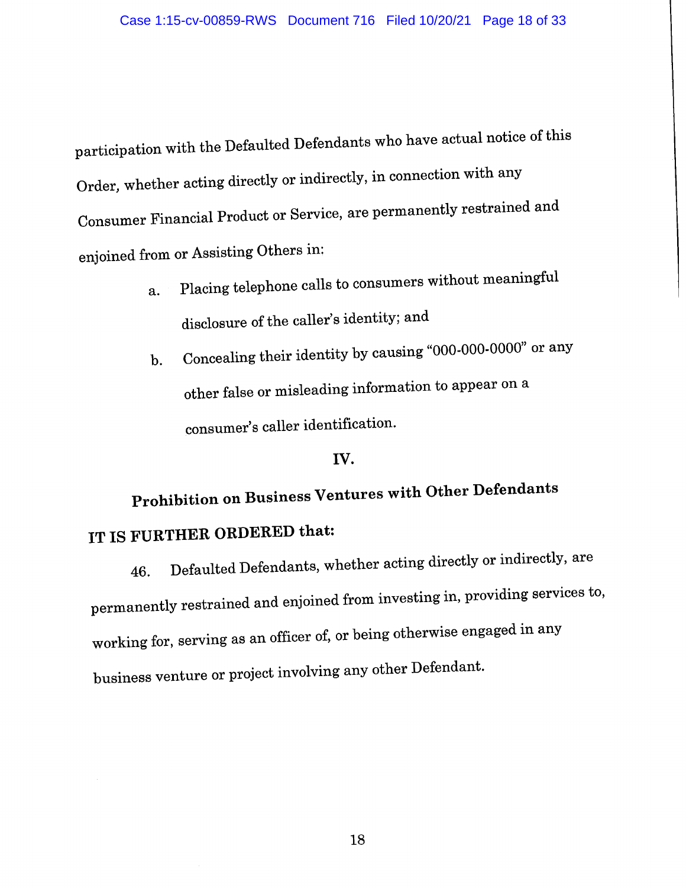participation with the Defaulted Defendants who have actual notice of this Order, whether acting directly or indirectly, in connection with any Consumer Financial Product or Service, are permanently restrained and enjoined from or Assisting Others in:

a. Placing telephone calls to consumers without meaningful disclosure of the caller's identity; and

b. Concealing their identity by causing "000-000-0000" or any other false or misleading information to appear on a consumer's caller identification.

## IV.

## Prohibition on Business Ventures with Other Defendants

**IT IS FURTHER ORDERED that:**

46. Defaulted Defendants, whether acting directly or indirectly, are permanently restrained and enjoined from investing in, providing services to, working for, serving as an officer of, or being otherwise engaged in any business venture or project involving any other Defendant.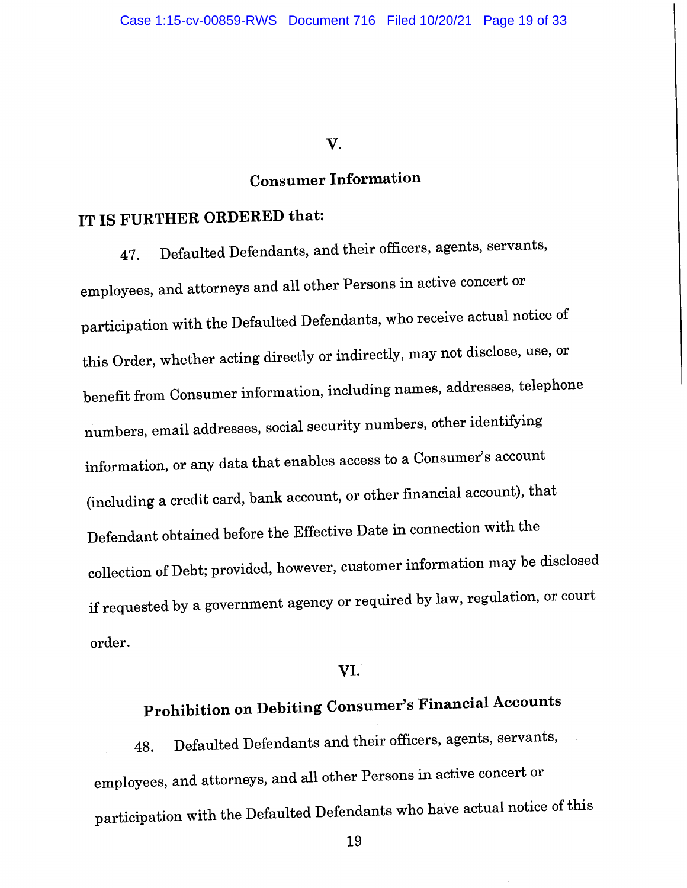## V.

## Consumer Information

**IT IS FURTHER ORDERED that:**

47. Defaulted Defendants, and their officers, agents, servants, employees, and attorneys and all other Persons in active concert or participation with the Defaulted Defendants, who receive actual notice of this Order, whether acting directly or indirectly, may not disclose, use, or benefit from Consumer information, including names, addresses, telephone numbers, email addresses, social security numbers, other identifying information, or any data that enables access to a Consumer's account (including a credit card, bank account, or other financial account), that Defendant obtained before the Effective Date in connection with the collection of Debt; provided, however, customer information may be disclosed if requested by a government agency or required by law, regulation, or court order.

## VI.

## Prohibition on Debiting Consumer's Financial Accounts

48. Defaulted Defendants and their officers, agents, servants, employees, and attorneys, and all other Persons in active concert or participation with the Defaulted Defendants who have actual notice of this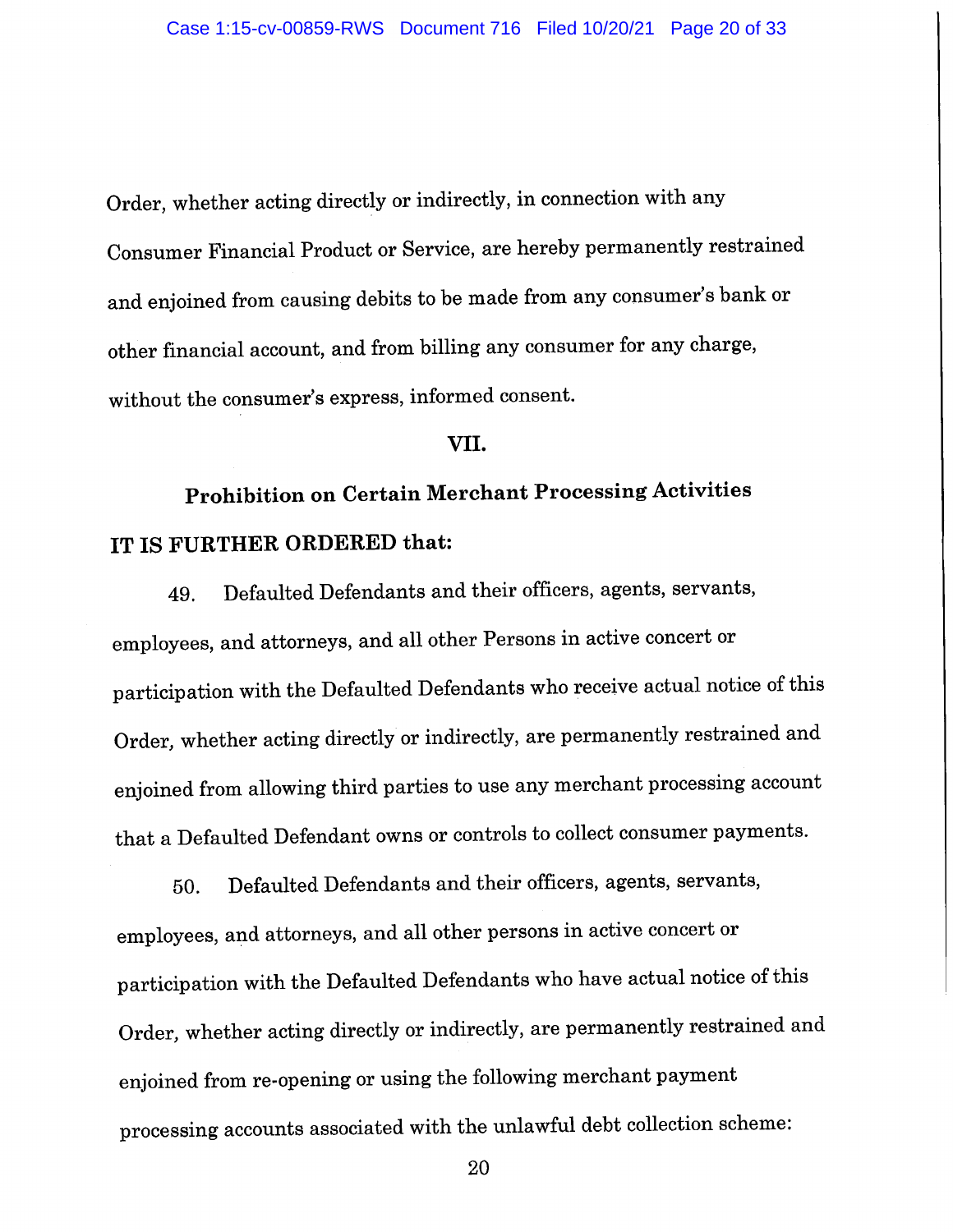Order, whether acting directly or indirectly, in connection with any Consumer Financial Product or Service, are hereby permanently restrained and enjoined from causing debits to be made from any consumer's bank or other financial account, and from billing any consumer for any charge, without the consumer's express, informed consent.

## VII.

## Prohibition on Certain Merchant Processing Activities

**IT IS FURTHER ORDERED that:**

49. Defaulted Defendants and their officers, agents, servants, employees, and attorneys, and all other Persons in active concert or participation with the Defaulted Defendants who receive actual notice of this Order, whether acting directly or indirectly, are permanently restrained and enjoined from allowing third parties to use any merchant processing account that a Defaulted Defendant owns or controls to collect consumer payments.

50. Defaulted Defendants and their officers, agents, servants, employees, and attorneys, and all other persons in active concert or participation with the Defaulted Defendants who have actual notice of this Order, whether acting directly or indirectly, are permanently restrained and enjoined from re-opening or using the following merchant payment processing accounts associated with the unlawful debt collection scheme: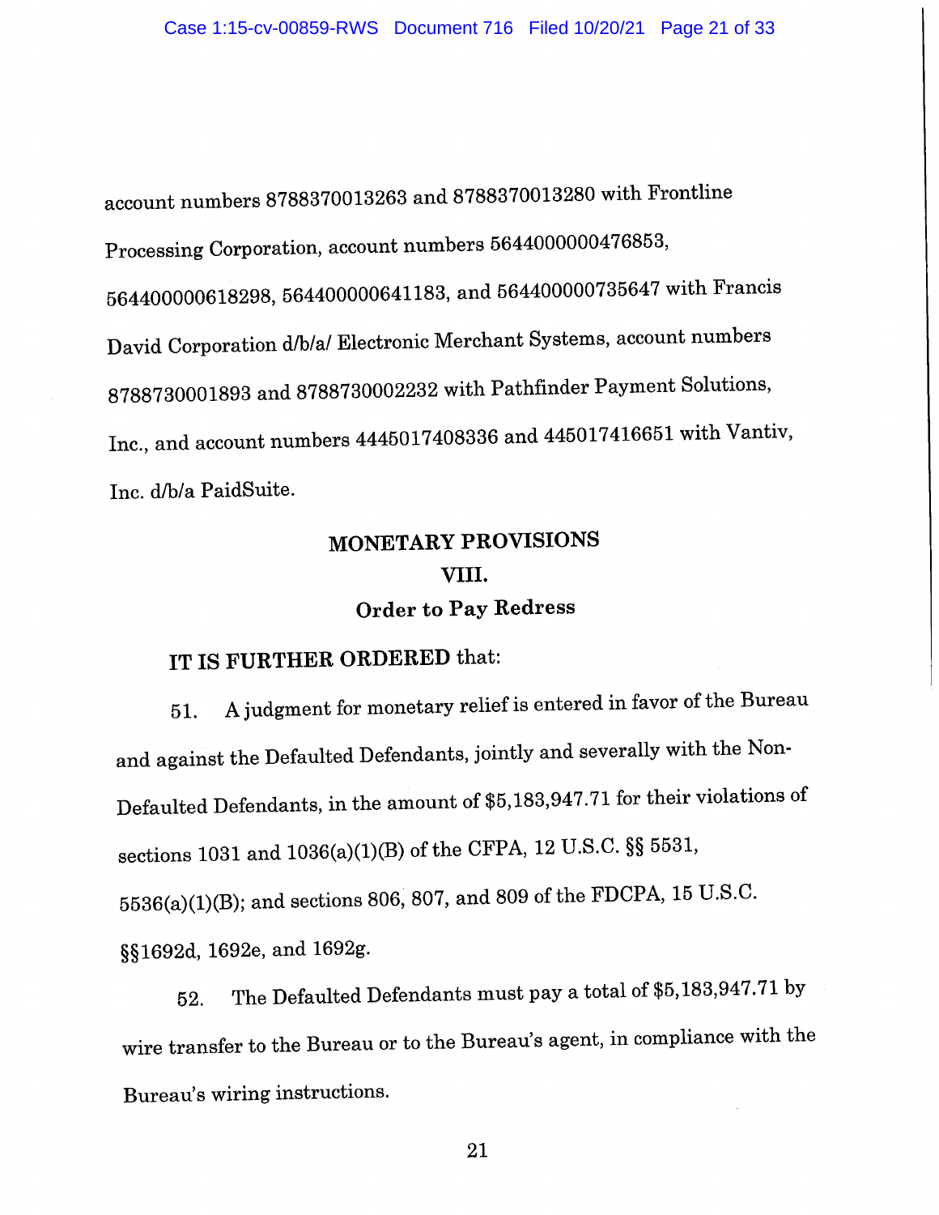account numbers 8788370013263 and 8788370013280 with Frontline Processing Corporation, account numbers 5644000000476853, 564400000618298, 564400000641183, and 564400000735647 with Francis David Corporation d/b/a/ Electronic Merchant Systems, account numbers 8788730001893 and 8788730002232 with Pathfinder Payment Solutions, Inc., and account numbers 4445017408336 and 445017416651 with Vantiv, Inc. d/b/a PaidSuite.

## MONETARY PROVISIONS

## VIII.

## Order to Pay Redress

**IT IS FURTHER ORDERED** that:

51. A judgment for monetary relief is entered in favor of the Bureau and against the Defaulted Defendants, jointly and severally with the Non-Defaulted Defendants, in the amount of $5,183,947.71 for their violations of sections 1031 and 1036(a)(1)(B) of the CFPA, 12 U.S.C. §§ 5531, 5536(a)(1)(B); and sections 806, 807, and 809 of the FDCPA, 15 U.S.C. §§1692d, 1692e, and 1692g.

52. The Defaulted Defendants must pay a total of $5,183,947.71 by wire transfer to the Bureau or to the Bureau's agent, in compliance with the Bureau's wiring instructions.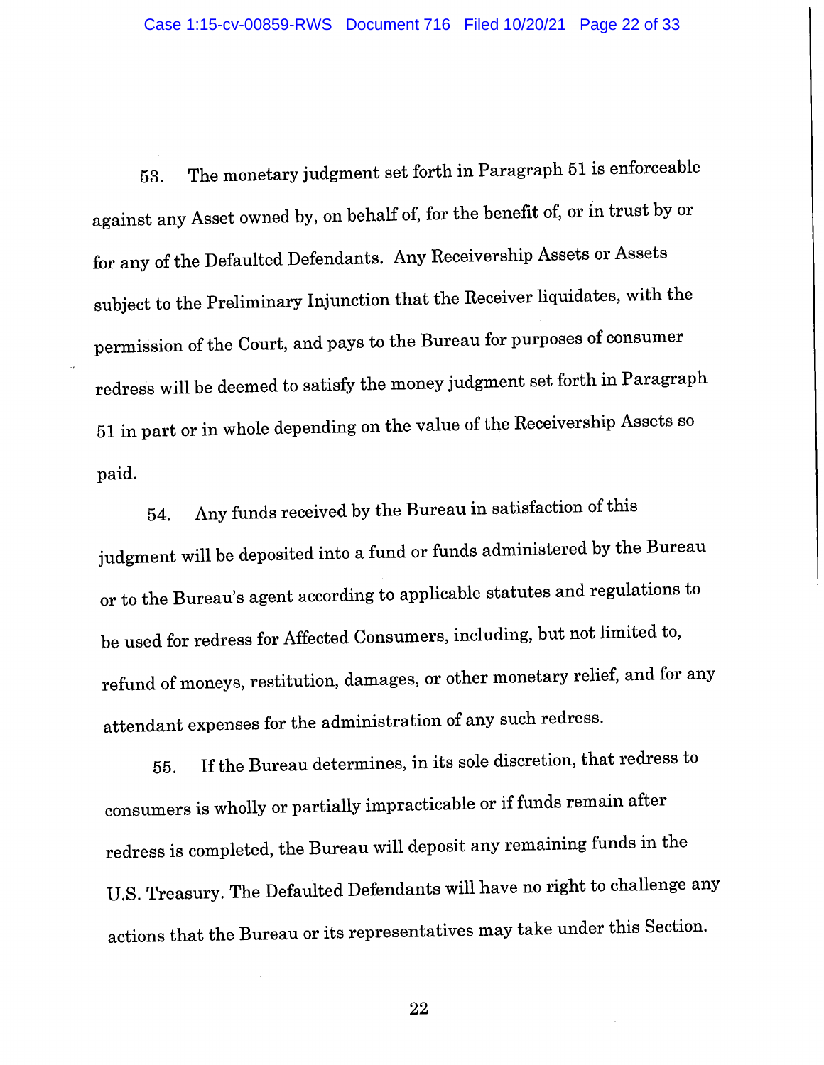53. The monetary judgment set forth in Paragraph 51 is enforceable against any Asset owned by, on behalf of, for the benefit of, or in trust by or for any of the Defaulted Defendants. Any Receivership Assets or Assets subject to the Preliminary Injunction that the Receiver liquidates, with the permission of the Court, and pays to the Bureau for purposes of consumer redress will be deemed to satisfy the money judgment set forth in Paragraph 51 in part or in whole depending on the value of the Receivership Assets so paid.

54. Any funds received by the Bureau in satisfaction of this judgment will be deposited into a fund or funds administered by the Bureau or to the Bureau's agent according to applicable statutes and regulations to be used for redress for Affected Consumers, including, but not limited to, refund of moneys, restitution, damages, or other monetary relief, and for any attendant expenses for the administration of any such redress.

55. If the Bureau determines, in its sole discretion, that redress to consumers is wholly or partially impracticable or if funds remain after redress is completed, the Bureau will deposit any remaining funds in the U.S. Treasury. The Defaulted Defendants will have no right to challenge any actions that the Bureau or its representatives may take under this Section.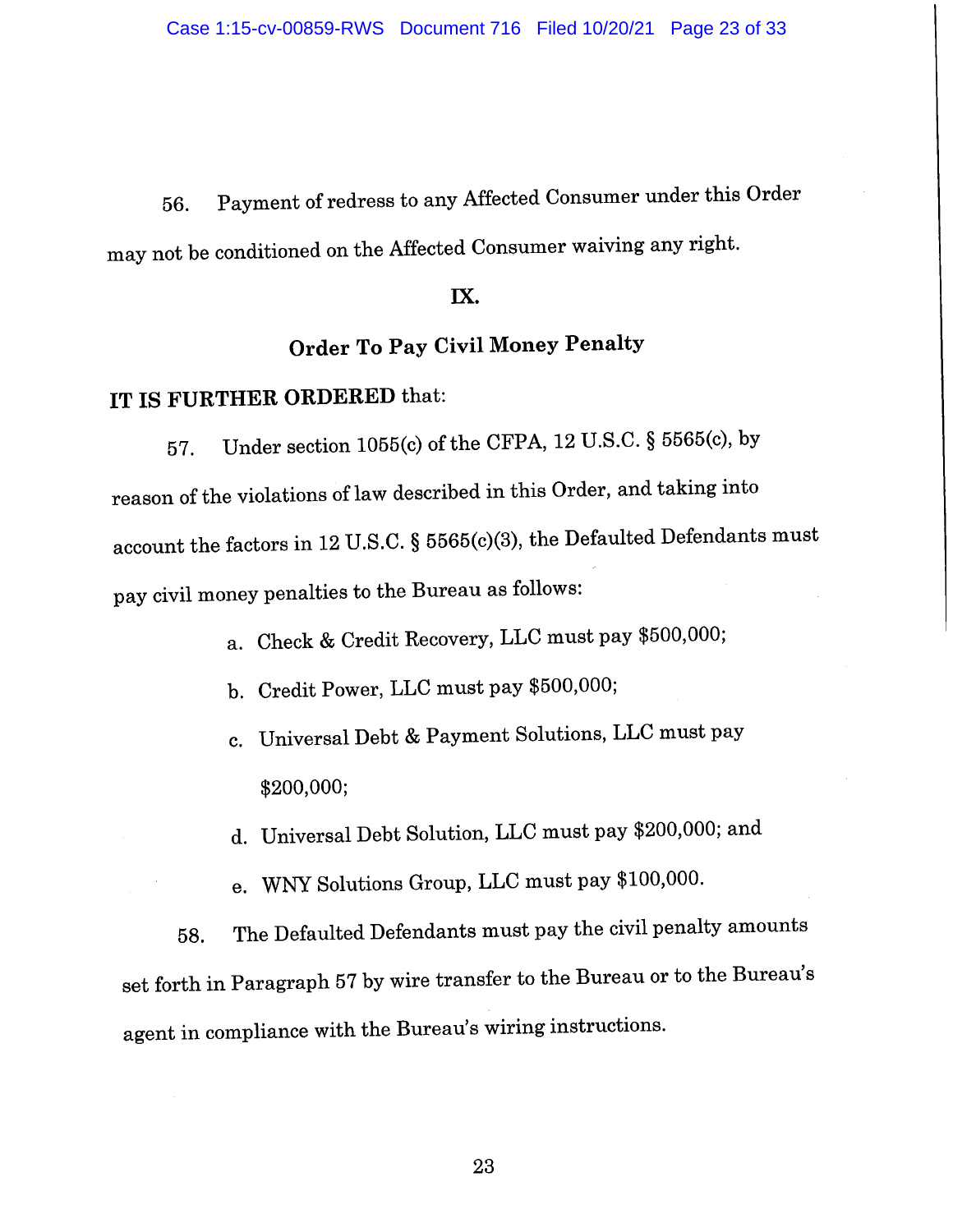56. Payment of redress to any Affected Consumer under this Order may not be conditioned on the Affected Consumer waiving any right.

## IX.

## Order To Pay Civil Money Penalty

**IT IS FURTHER ORDERED** that:

57. Under section 1055(c) of the CFPA, 12 U.S.C. § 5565(c), by reason of the violations of law described in this Order, and taking into account the factors in 12 U.S.C. § 5565(c)(3), the Defaulted Defendants must pay civil money penalties to the Bureau as follows:

   a. Check & Credit Recovery, LLC must pay $500,000;

   b. Credit Power, LLC must pay $500,000;

   c. Universal Debt & Payment Solutions, LLC must pay $200,000;

   d. Universal Debt Solution, LLC must pay $200,000; and

   e. WNY Solutions Group, LLC must pay $100,000.

58. The Defaulted Defendants must pay the civil penalty amounts set forth in Paragraph 57 by wire transfer to the Bureau or to the Bureau's agent in compliance with the Bureau's wiring instructions.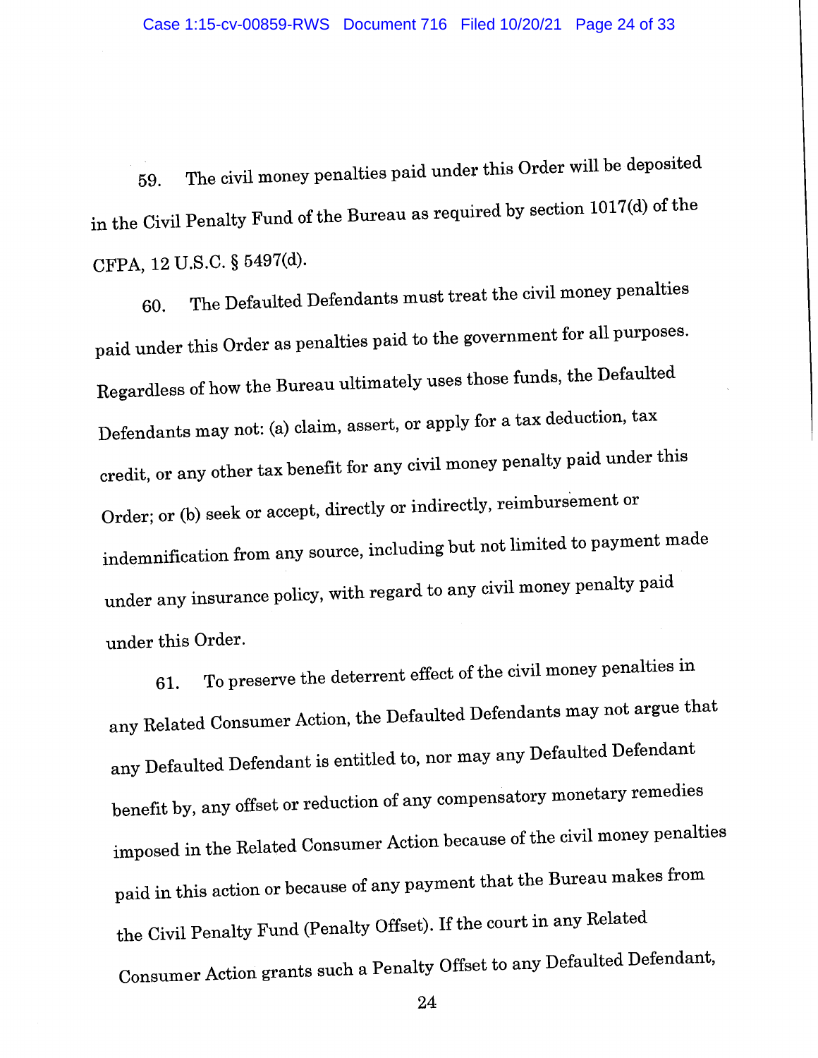59. The civil money penalties paid under this Order will be deposited in the Civil Penalty Fund of the Bureau as required by section 1017(d) of the CFPA, 12 U.S.C. § 5497(d).

60. The Defaulted Defendants must treat the civil money penalties paid under this Order as penalties paid to the government for all purposes. Regardless of how the Bureau ultimately uses those funds, the Defaulted Defendants may not: (a) claim, assert, or apply for a tax deduction, tax credit, or any other tax benefit for any civil money penalty paid under this Order; or (b) seek or accept, directly or indirectly, reimbursement or indemnification from any source, including but not limited to payment made under any insurance policy, with regard to any civil money penalty paid under this Order.

61. To preserve the deterrent effect of the civil money penalties in any Related Consumer Action, the Defaulted Defendants may not argue that any Defaulted Defendant is entitled to, nor may any Defaulted Defendant benefit by, any offset or reduction of any compensatory monetary remedies imposed in the Related Consumer Action because of the civil money penalties paid in this action or because of any payment that the Bureau makes from the Civil Penalty Fund (Penalty Offset). If the court in any Related Consumer Action grants such a Penalty Offset to any Defaulted Defendant,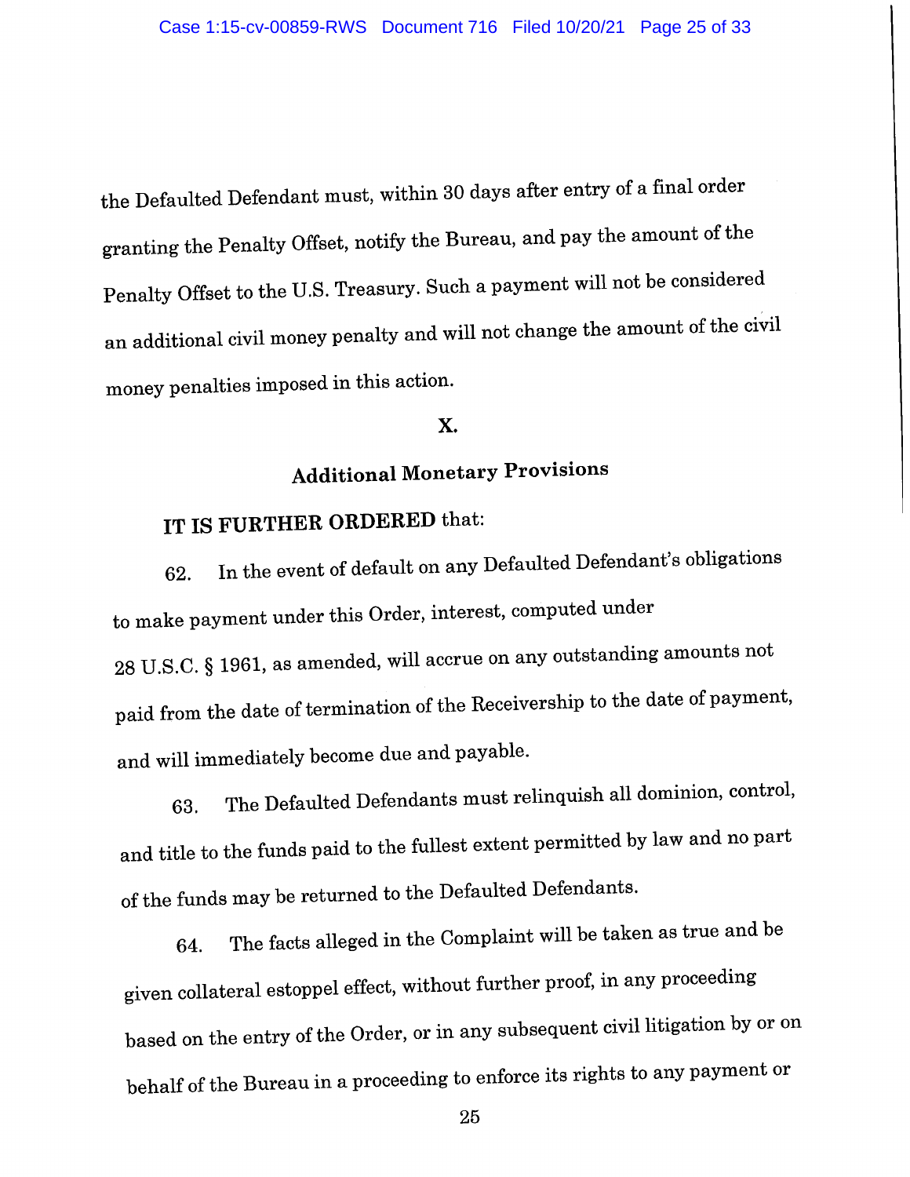the Defaulted Defendant must, within 30 days after entry of a final order granting the Penalty Offset, notify the Bureau, and pay the amount of the Penalty Offset to the U.S. Treasury. Such a payment will not be considered an additional civil money penalty and will not change the amount of the civil money penalties imposed in this action.

## X.

## Additional Monetary Provisions

**IT IS FURTHER ORDERED** that:

62. In the event of default on any Defaulted Defendant's obligations to make payment under this Order, interest, computed under 28 U.S.C. § 1961, as amended, will accrue on any outstanding amounts not paid from the date of termination of the Receivership to the date of payment, and will immediately become due and payable.

63. The Defaulted Defendants must relinquish all dominion, control, and title to the funds paid to the fullest extent permitted by law and no part of the funds may be returned to the Defaulted Defendants.

64. The facts alleged in the Complaint will be taken as true and be given collateral estoppel effect, without further proof, in any proceeding based on the entry of the Order, or in any subsequent civil litigation by or on behalf of the Bureau in a proceeding to enforce its rights to any payment or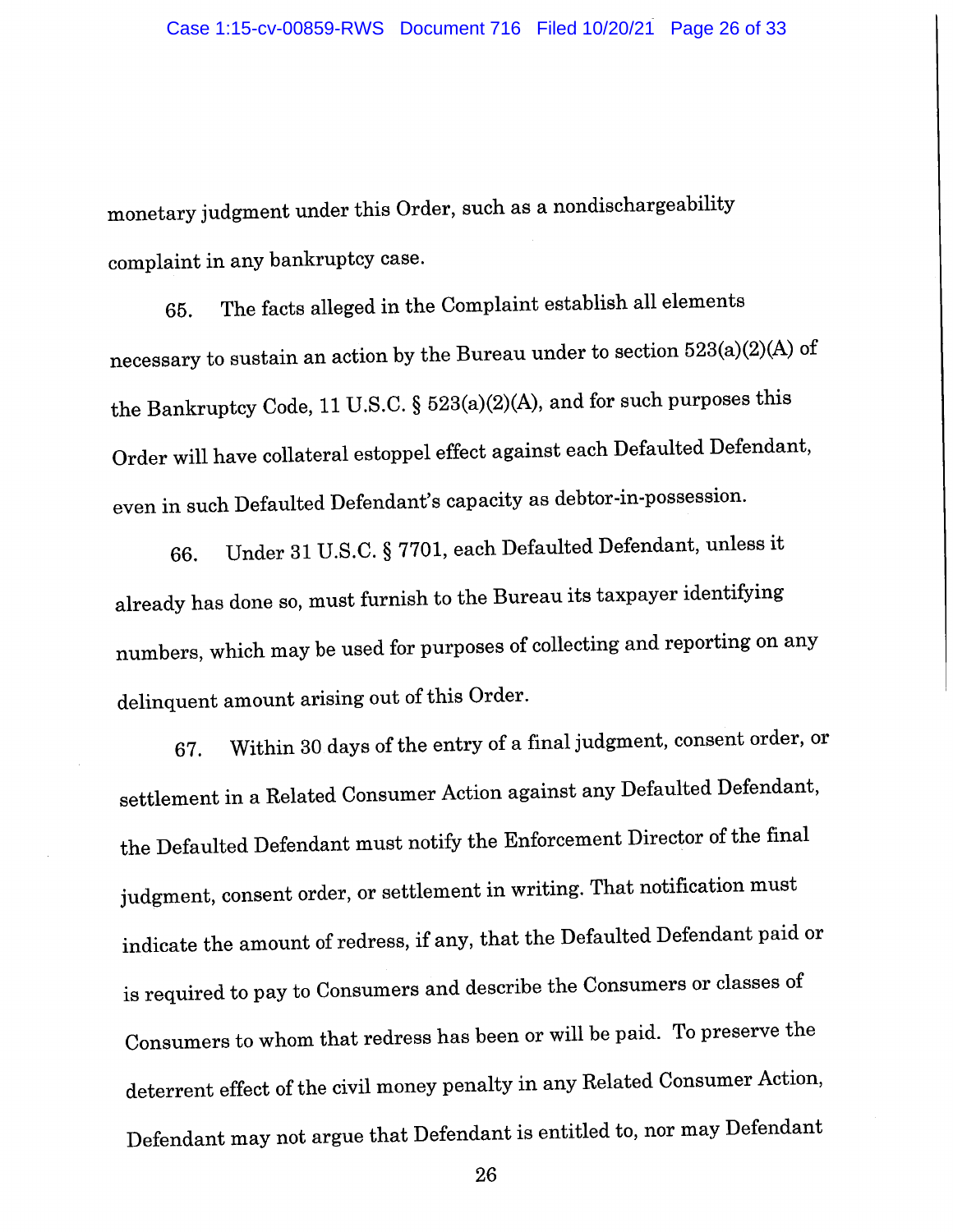monetary judgment under this Order, such as a nondischargeability complaint in any bankruptcy case.

65. The facts alleged in the Complaint establish all elements necessary to sustain an action by the Bureau under to section 523(a)(2)(A) of the Bankruptcy Code, 11 U.S.C. § 523(a)(2)(A), and for such purposes this Order will have collateral estoppel effect against each Defaulted Defendant, even in such Defaulted Defendant's capacity as debtor-in-possession.

66. Under 31 U.S.C. § 7701, each Defaulted Defendant, unless it already has done so, must furnish to the Bureau its taxpayer identifying numbers, which may be used for purposes of collecting and reporting on any delinquent amount arising out of this Order.

67. Within 30 days of the entry of a final judgment, consent order, or settlement in a Related Consumer Action against any Defaulted Defendant, the Defaulted Defendant must notify the Enforcement Director of the final judgment, consent order, or settlement in writing. That notification must indicate the amount of redress, if any, that the Defaulted Defendant paid or is required to pay to Consumers and describe the Consumers or classes of Consumers to whom that redress has been or will be paid. To preserve the deterrent effect of the civil money penalty in any Related Consumer Action, Defendant may not argue that Defendant is entitled to, nor may Defendant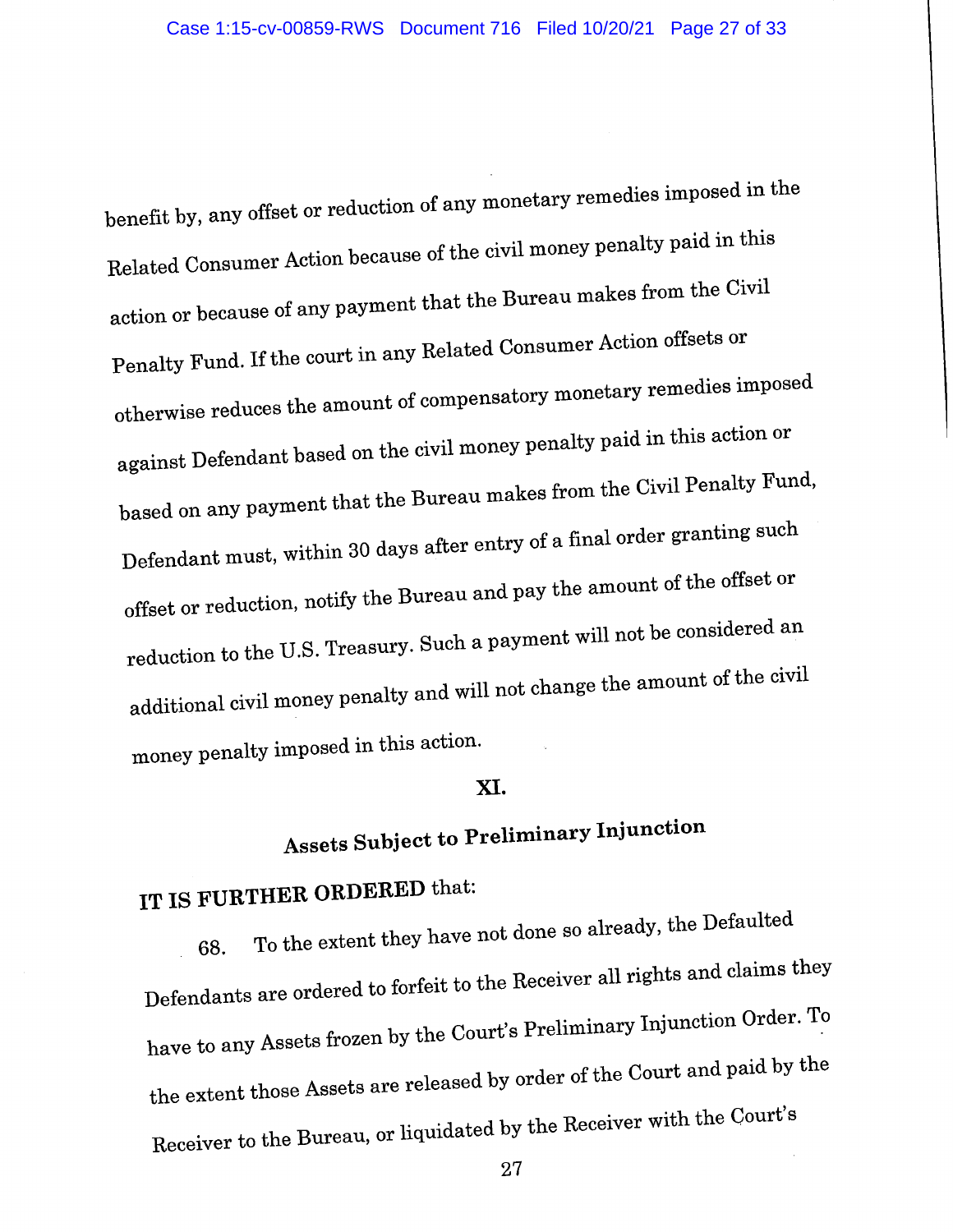benefit by, any offset or reduction of any monetary remedies imposed in the Related Consumer Action because of the civil money penalty paid in this action or because of any payment that the Bureau makes from the Civil Penalty Fund. If the court in any Related Consumer Action offsets or otherwise reduces the amount of compensatory monetary remedies imposed against Defendant based on the civil money penalty paid in this action or based on any payment that the Bureau makes from the Civil Penalty Fund, Defendant must, within 30 days after entry of a final order granting such offset or reduction, notify the Bureau and pay the amount of the offset or reduction to the U.S. Treasury. Such a payment will not be considered an additional civil money penalty and will not change the amount of the civil money penalty imposed in this action.

## XI.

## Assets Subject to Preliminary Injunction

**IT IS FURTHER ORDERED** that:

68. To the extent they have not done so already, the Defaulted Defendants are ordered to forfeit to the Receiver all rights and claims they have to any Assets frozen by the Court's Preliminary Injunction Order. To the extent those Assets are released by order of the Court and paid by the Receiver to the Bureau, or liquidated by the Receiver with the Court's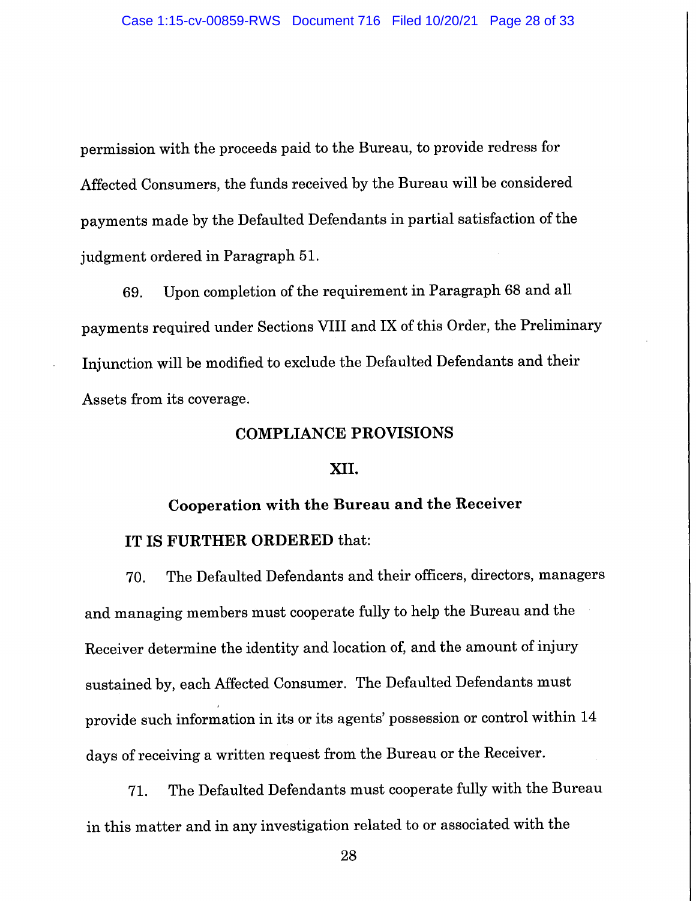permission with the proceeds paid to the Bureau, to provide redress for Affected Consumers, the funds received by the Bureau will be considered payments made by the Defaulted Defendants in partial satisfaction of the judgment ordered in Paragraph 51.

69. Upon completion of the requirement in Paragraph 68 and all payments required under Sections VIII and IX of this Order, the Preliminary Injunction will be modified to exclude the Defaulted Defendants and their Assets from its coverage.

## COMPLIANCE PROVISIONS

## XII.

### Cooperation with the Bureau and the Receiver

**IT IS FURTHER ORDERED** that:

70. The Defaulted Defendants and their officers, directors, managers and managing members must cooperate fully to help the Bureau and the Receiver determine the identity and location of, and the amount of injury sustained by, each Affected Consumer. The Defaulted Defendants must provide such information in its or its agents' possession or control within 14 days of receiving a written request from the Bureau or the Receiver.

71. The Defaulted Defendants must cooperate fully with the Bureau in this matter and in any investigation related to or associated with the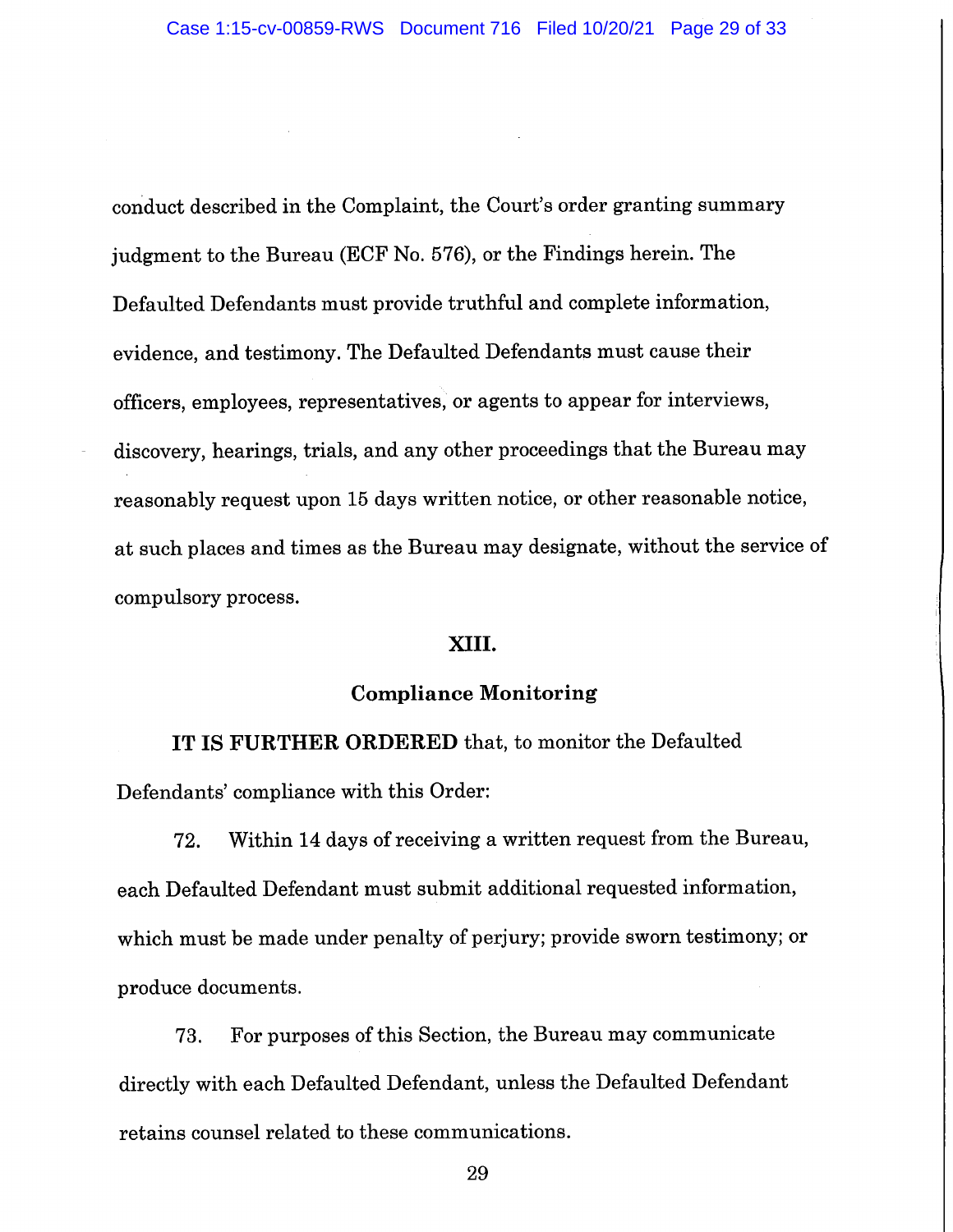conduct described in the Complaint, the Court's order granting summary judgment to the Bureau (ECF No. 576), or the Findings herein. The Defaulted Defendants must provide truthful and complete information, evidence, and testimony. The Defaulted Defendants must cause their officers, employees, representatives, or agents to appear for interviews, discovery, hearings, trials, and any other proceedings that the Bureau may reasonably request upon 15 days written notice, or other reasonable notice, at such places and times as the Bureau may designate, without the service of compulsory process.

## XIII.

## Compliance Monitoring

**IT IS FURTHER ORDERED** that, to monitor the Defaulted Defendants' compliance with this Order:

72. Within 14 days of receiving a written request from the Bureau, each Defaulted Defendant must submit additional requested information, which must be made under penalty of perjury; provide sworn testimony; or produce documents.

73. For purposes of this Section, the Bureau may communicate directly with each Defaulted Defendant, unless the Defaulted Defendant retains counsel related to these communications.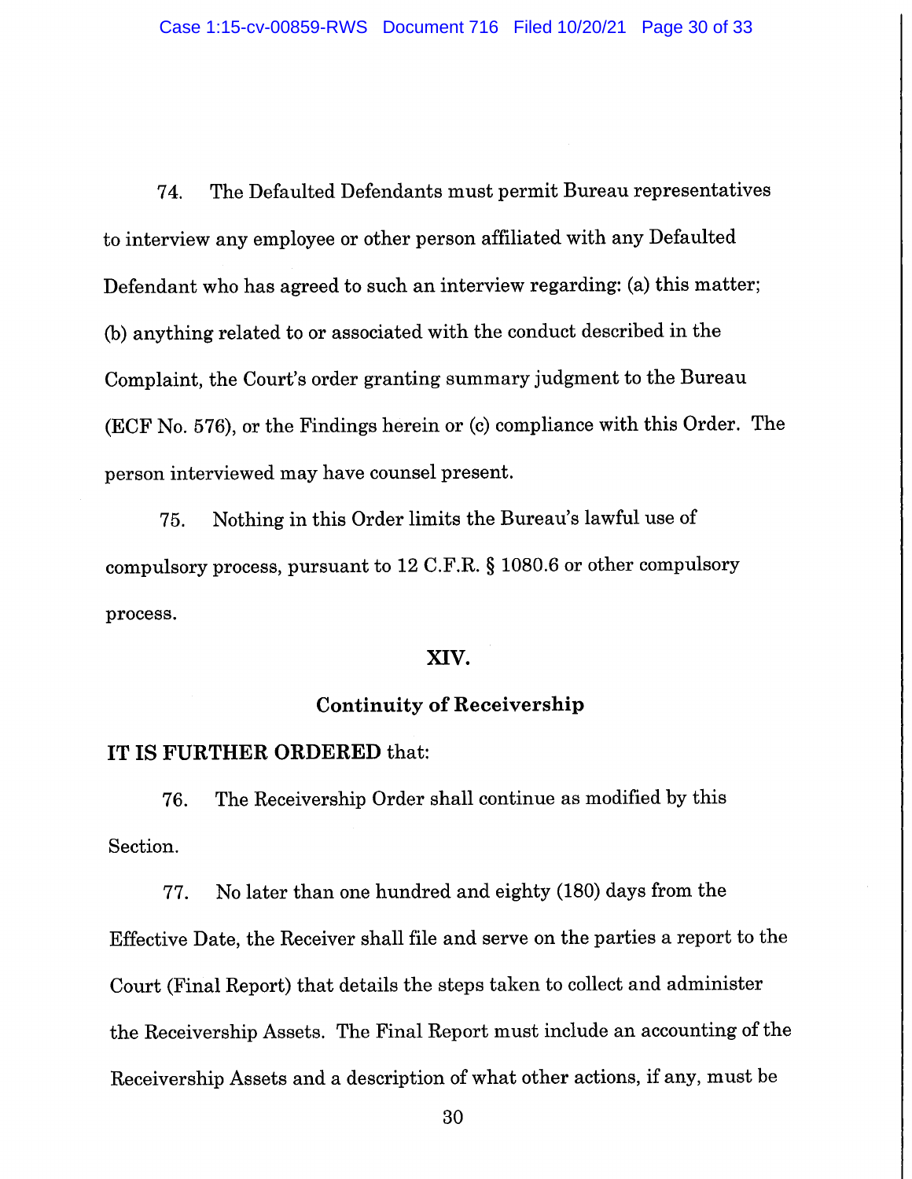74. The Defaulted Defendants must permit Bureau representatives to interview any employee or other person affiliated with any Defaulted Defendant who has agreed to such an interview regarding: (a) this matter; (b) anything related to or associated with the conduct described in the Complaint, the Court's order granting summary judgment to the Bureau (ECF No. 576), or the Findings herein or (c) compliance with this Order. The person interviewed may have counsel present.

75. Nothing in this Order limits the Bureau's lawful use of compulsory process, pursuant to 12 C.F.R. § 1080.6 or other compulsory process.

## XIV.

## Continuity of Receivership

**IT IS FURTHER ORDERED** that:

76. The Receivership Order shall continue as modified by this Section.

77. No later than one hundred and eighty (180) days from the Effective Date, the Receiver shall file and serve on the parties a report to the Court (Final Report) that details the steps taken to collect and administer the Receivership Assets. The Final Report must include an accounting of the Receivership Assets and a description of what other actions, if any, must be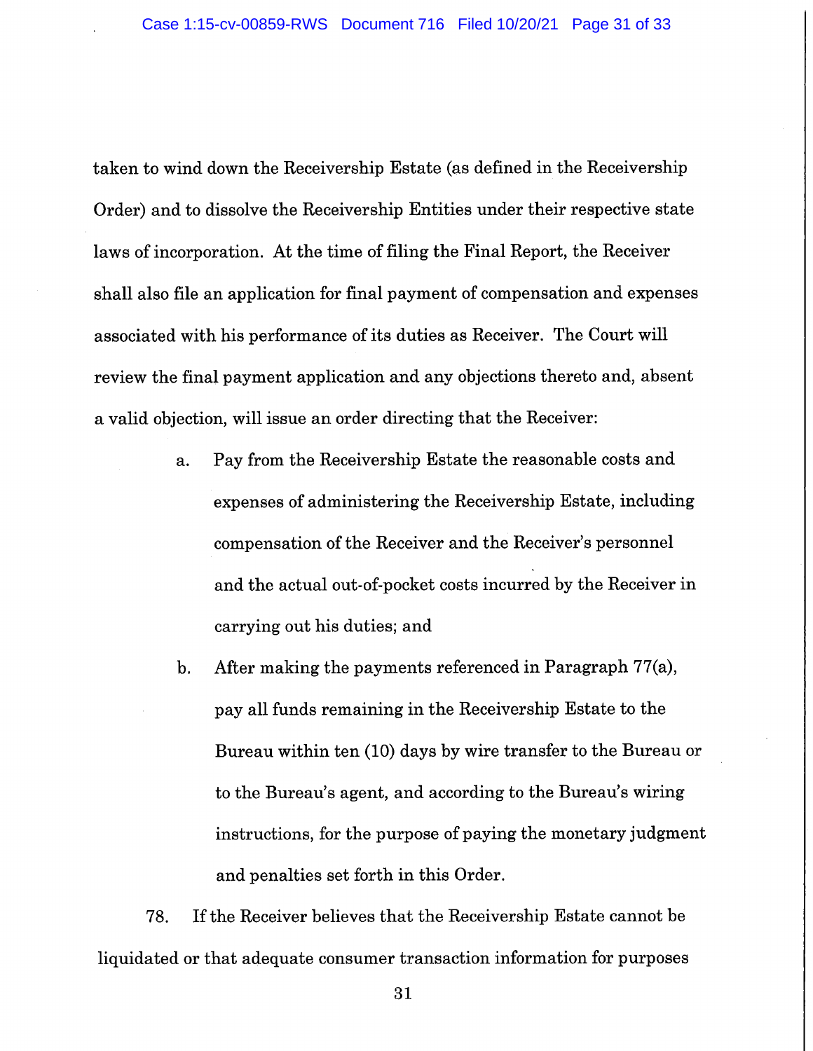taken to wind down the Receivership Estate (as defined in the Receivership Order) and to dissolve the Receivership Entities under their respective state laws of incorporation. At the time of filing the Final Report, the Receiver shall also file an application for final payment of compensation and expenses associated with his performance of its duties as Receiver. The Court will review the final payment application and any objections thereto and, absent a valid objection, will issue an order directing that the Receiver:

a. Pay from the Receivership Estate the reasonable costs and expenses of administering the Receivership Estate, including compensation of the Receiver and the Receiver's personnel and the actual out-of-pocket costs incurred by the Receiver in carrying out his duties; and

b. After making the payments referenced in Paragraph 77(a), pay all funds remaining in the Receivership Estate to the Bureau within ten (10) days by wire transfer to the Bureau or to the Bureau's agent, and according to the Bureau's wiring instructions, for the purpose of paying the monetary judgment and penalties set forth in this Order.

78. If the Receiver believes that the Receivership Estate cannot be liquidated or that adequate consumer transaction information for purposes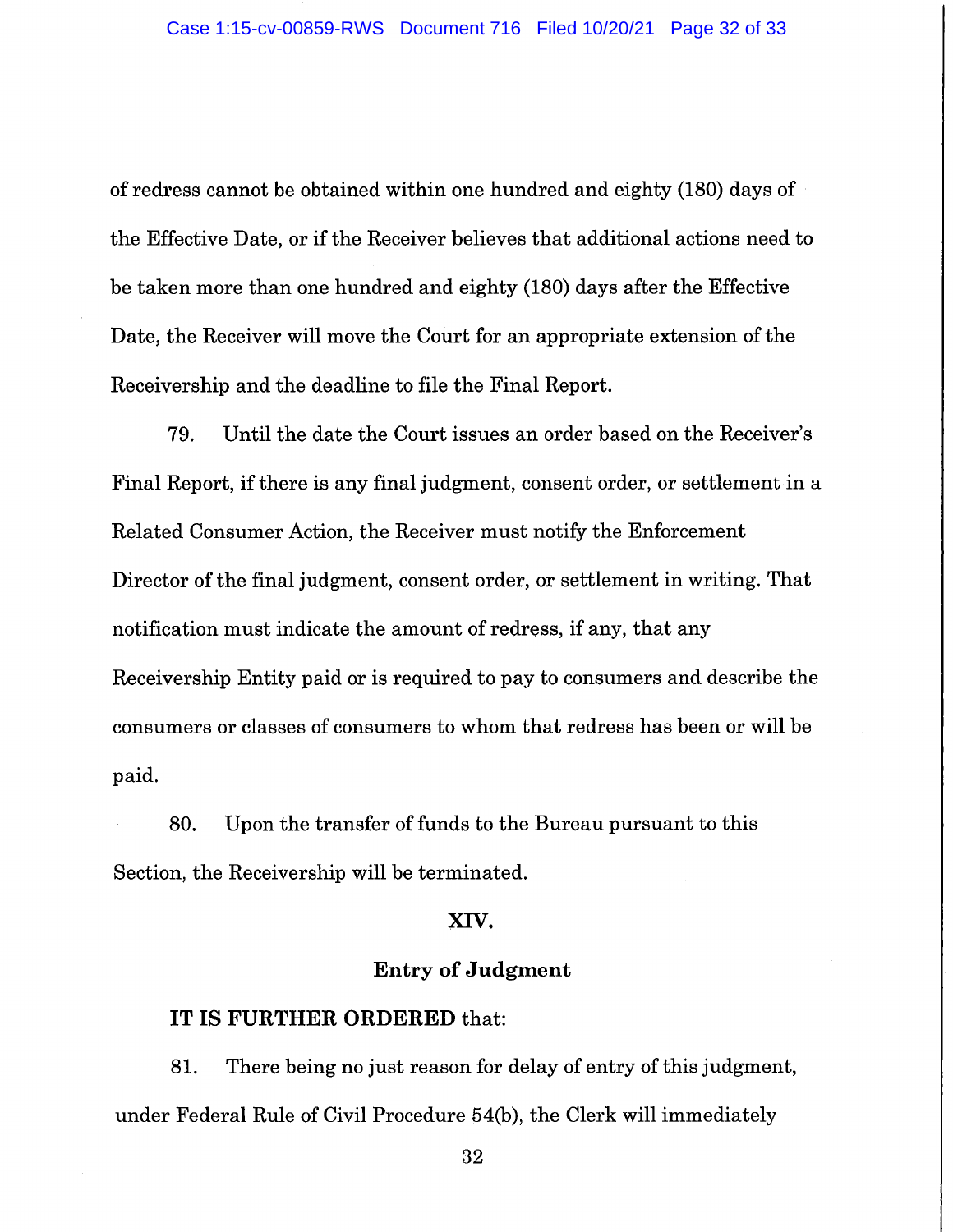of redress cannot be obtained within one hundred and eighty (180) days of the Effective Date, or if the Receiver believes that additional actions need to be taken more than one hundred and eighty (180) days after the Effective Date, the Receiver will move the Court for an appropriate extension of the Receivership and the deadline to file the Final Report.

79. Until the date the Court issues an order based on the Receiver's Final Report, if there is any final judgment, consent order, or settlement in a Related Consumer Action, the Receiver must notify the Enforcement Director of the final judgment, consent order, or settlement in writing. That notification must indicate the amount of redress, if any, that any Receivership Entity paid or is required to pay to consumers and describe the consumers or classes of consumers to whom that redress has been or will be paid.

80. Upon the transfer of funds to the Bureau pursuant to this Section, the Receivership will be terminated.

## XIV.

## Entry of Judgment

**IT IS FURTHER ORDERED** that:

81. There being no just reason for delay of entry of this judgment, under Federal Rule of Civil Procedure 54(b), the Clerk will immediately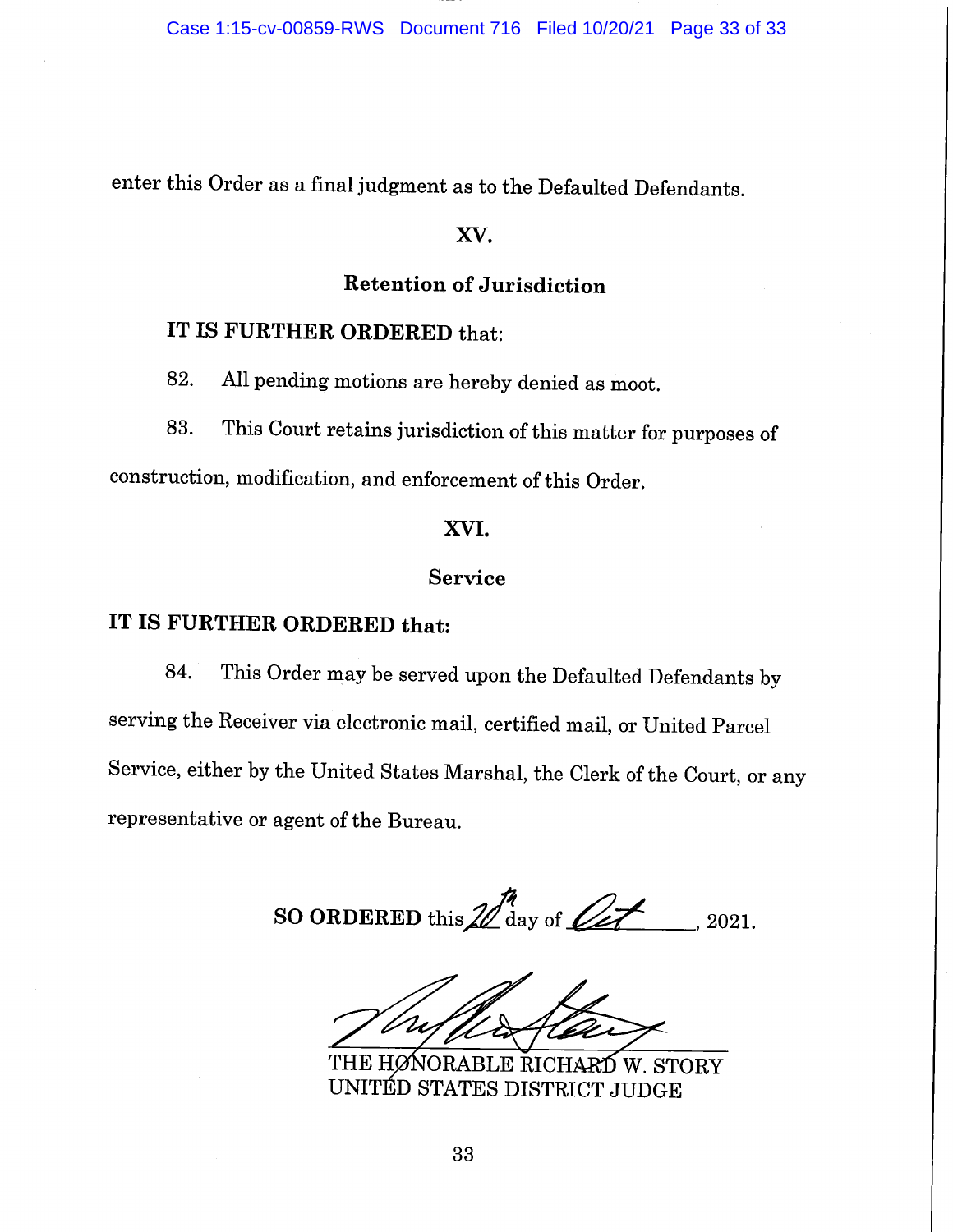enter this Order as a final judgment as to the Defaulted Defendants.

## XV.

## Retention of Jurisdiction

**IT IS FURTHER ORDERED** that:

82. All pending motions are hereby denied as moot.

83. This Court retains jurisdiction of this matter for purposes of construction, modification, and enforcement of this Order.

## XVI.

## Service

**IT IS FURTHER ORDERED that:**

84. This Order may be served upon the Defaulted Defendants by serving the Receiver via electronic mail, certified mail, or United Parcel Service, either by the United States Marshal, the Clerk of the Court, or any representative or agent of the Bureau.

**SO ORDERED** this 20th day of Oct, 2021.

THE HONORABLE RICHARD W. STORY
UNITED STATES DISTRICT JUDGE